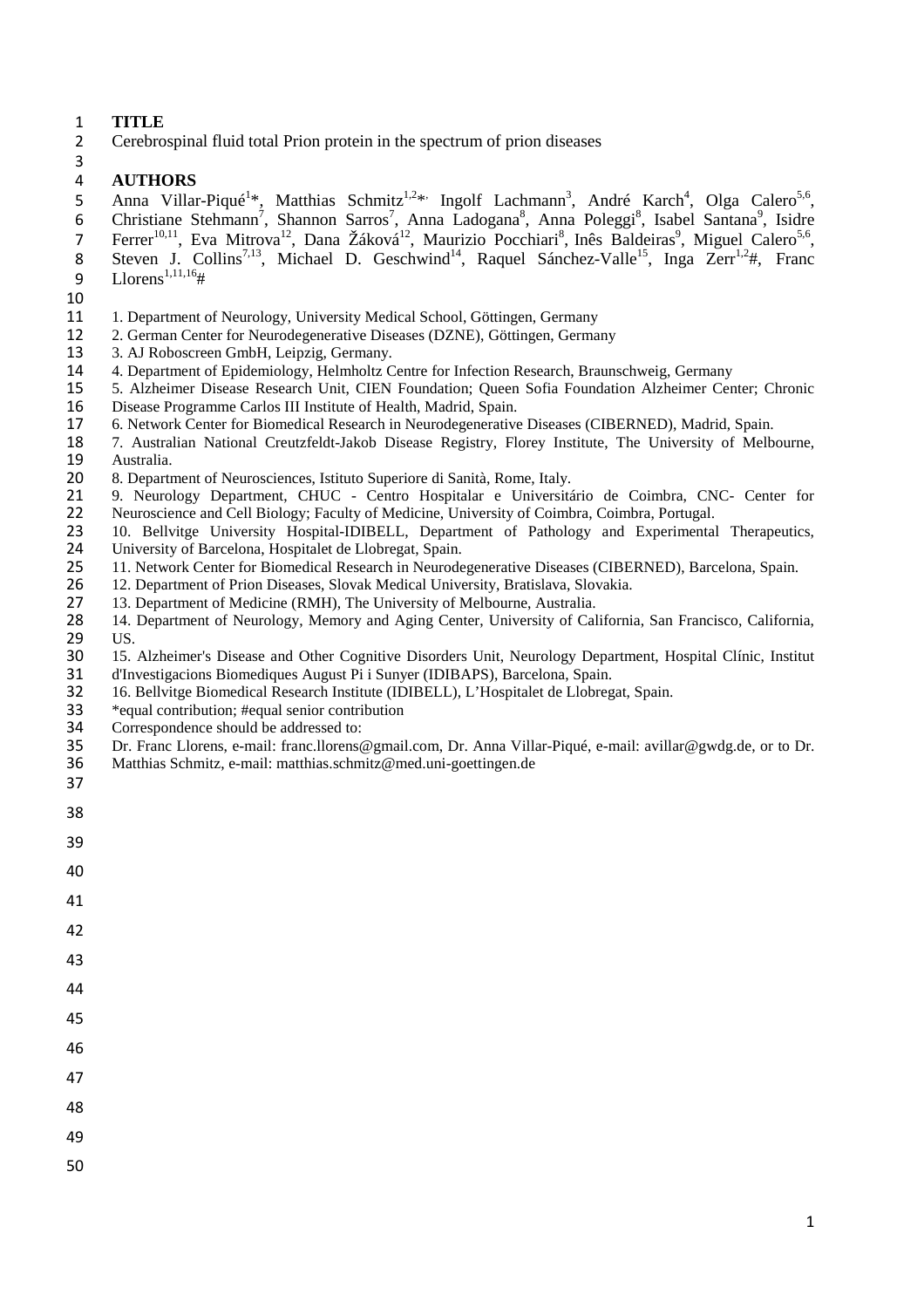# TITLE

Cerebrospinal fluid total Prion protein in the spectrum of prion diseases

# AUTHORS

Anna Villar-Piqué[1]*, Matthias Schmitz[1,2]*, Ingolf Lachmann[3], André Karch[4], Olga Calero[5,6], Christiane Stehmann[7], Shannon Sarros[7], Anna Ladogana[8], Anna Poleggi[8], Isabel Santana[9], Isidre Ferrer[10,11], Eva Mitrova[12], Dana Žáková[12], Maurizio Pocchiari[8], Inês Baldeiras[9], Miguel Calero[5,6], Steven J. Collins[7,13], Michael D. Geschwind[14], Raquel Sánchez-Valle[15], Inga Zerr[1,2]#, Franc Llorens[1,11,16]#

1. Department of Neurology, University Medical School, Göttingen, Germany
2. German Center for Neurodegenerative Diseases (DZNE), Göttingen, Germany
3. AJ Roboscreen GmbH, Leipzig, Germany.
4. Department of Epidemiology, Helmholtz Centre for Infection Research, Braunschweig, Germany
5. Alzheimer Disease Research Unit, CIEN Foundation; Queen Sofia Foundation Alzheimer Center; Chronic Disease Programme Carlos III Institute of Health, Madrid, Spain.
6. Network Center for Biomedical Research in Neurodegenerative Diseases (CIBERNED), Madrid, Spain.
7. Australian National Creutzfeldt-Jakob Disease Registry, Florey Institute, The University of Melbourne, Australia.
8. Department of Neurosciences, Istituto Superiore di Sanità, Rome, Italy.
9. Neurology Department, CHUC - Centro Hospitalar e Universitário de Coimbra, CNC- Center for Neuroscience and Cell Biology; Faculty of Medicine, University of Coimbra, Coimbra, Portugal.
10. Bellvitge University Hospital-IDIBELL, Department of Pathology and Experimental Therapeutics, University of Barcelona, Hospitalet de Llobregat, Spain.
11. Network Center for Biomedical Research in Neurodegenerative Diseases (CIBERNED), Barcelona, Spain.
12. Department of Prion Diseases, Slovak Medical University, Bratislava, Slovakia.
13. Department of Medicine (RMH), The University of Melbourne, Australia.
14. Department of Neurology, Memory and Aging Center, University of California, San Francisco, California, US.
15. Alzheimer's Disease and Other Cognitive Disorders Unit, Neurology Department, Hospital Clínic, Institut d'Investigacions Biomediques August Pi i Sunyer (IDIBAPS), Barcelona, Spain.
16. Bellvitge Biomedical Research Institute (IDIBELL), L'Hospitalet de Llobregat, Spain.

*equal contribution; #equal senior contribution

Correspondence should be addressed to:
Dr. Franc Llorens, e-mail: franc.llorens@gmail.com, Dr. Anna Villar-Piqué, e-mail: avillar@gwdg.de, or to Dr. Matthias Schmitz, e-mail: matthias.schmitz@med.uni-goettingen.de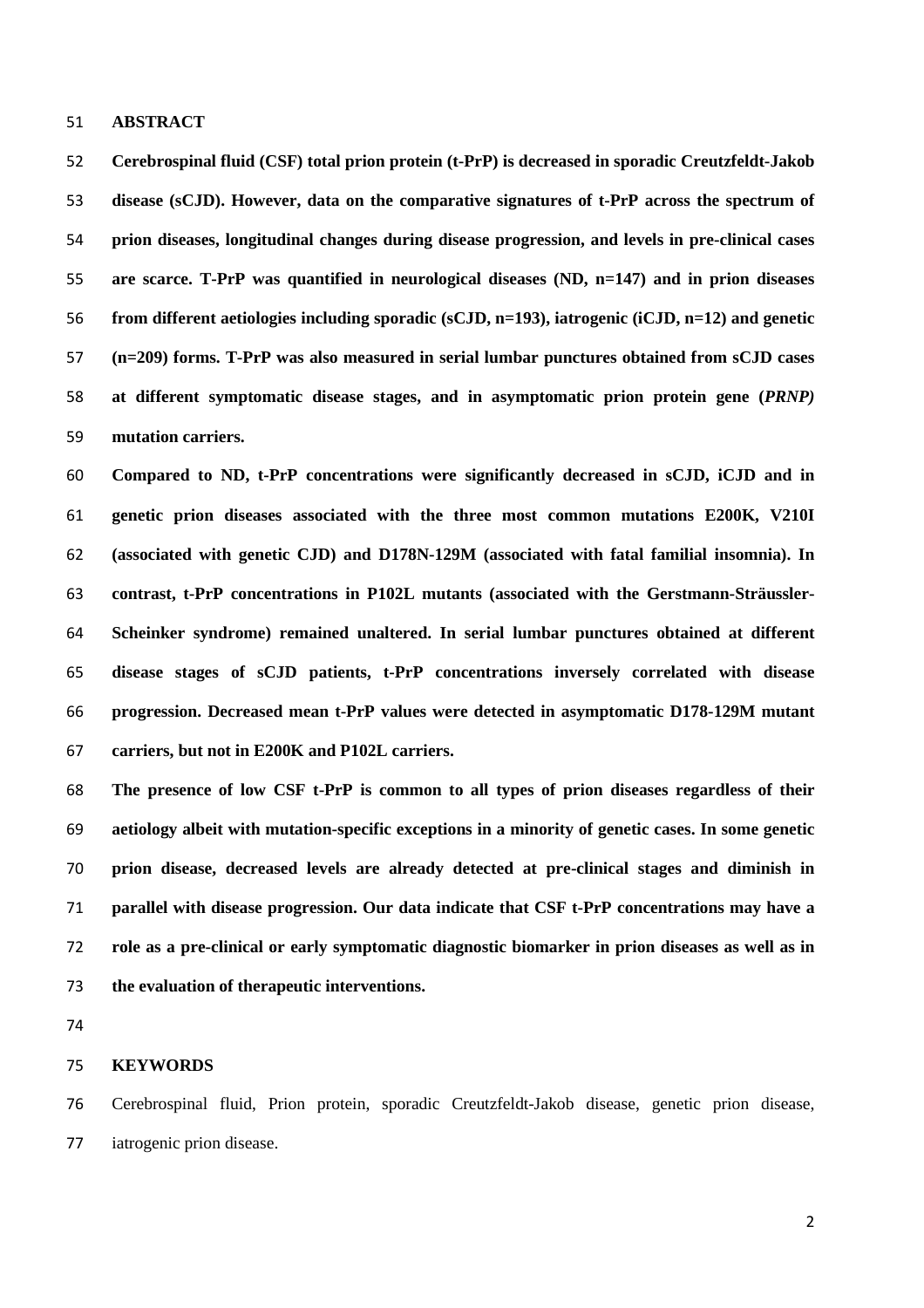## ABSTRACT

**Cerebrospinal fluid (CSF) total prion protein (t-PrP) is decreased in sporadic Creutzfeldt-Jakob disease (sCJD). However, data on the comparative signatures of t-PrP across the spectrum of prion diseases, longitudinal changes during disease progression, and levels in pre-clinical cases are scarce. T-PrP was quantified in neurological diseases (ND, n=147) and in prion diseases from different aetiologies including sporadic (sCJD, n=193), iatrogenic (iCJD, n=12) and genetic (n=209) forms. T-PrP was also measured in serial lumbar punctures obtained from sCJD cases at different symptomatic disease stages, and in asymptomatic prion protein gene (*PRNP)* mutation carriers.**

**Compared to ND, t-PrP concentrations were significantly decreased in sCJD, iCJD and in genetic prion diseases associated with the three most common mutations E200K, V210I (associated with genetic CJD) and D178N-129M (associated with fatal familial insomnia). In contrast, t-PrP concentrations in P102L mutants (associated with the Gerstmann-Sträussler-Scheinker syndrome) remained unaltered. In serial lumbar punctures obtained at different disease stages of sCJD patients, t-PrP concentrations inversely correlated with disease progression. Decreased mean t-PrP values were detected in asymptomatic D178-129M mutant carriers, but not in E200K and P102L carriers.**

**The presence of low CSF t-PrP is common to all types of prion diseases regardless of their aetiology albeit with mutation-specific exceptions in a minority of genetic cases. In some genetic prion disease, decreased levels are already detected at pre-clinical stages and diminish in parallel with disease progression. Our data indicate that CSF t-PrP concentrations may have a role as a pre-clinical or early symptomatic diagnostic biomarker in prion diseases as well as in the evaluation of therapeutic interventions.**

## KEYWORDS

Cerebrospinal fluid, Prion protein, sporadic Creutzfeldt-Jakob disease, genetic prion disease, iatrogenic prion disease.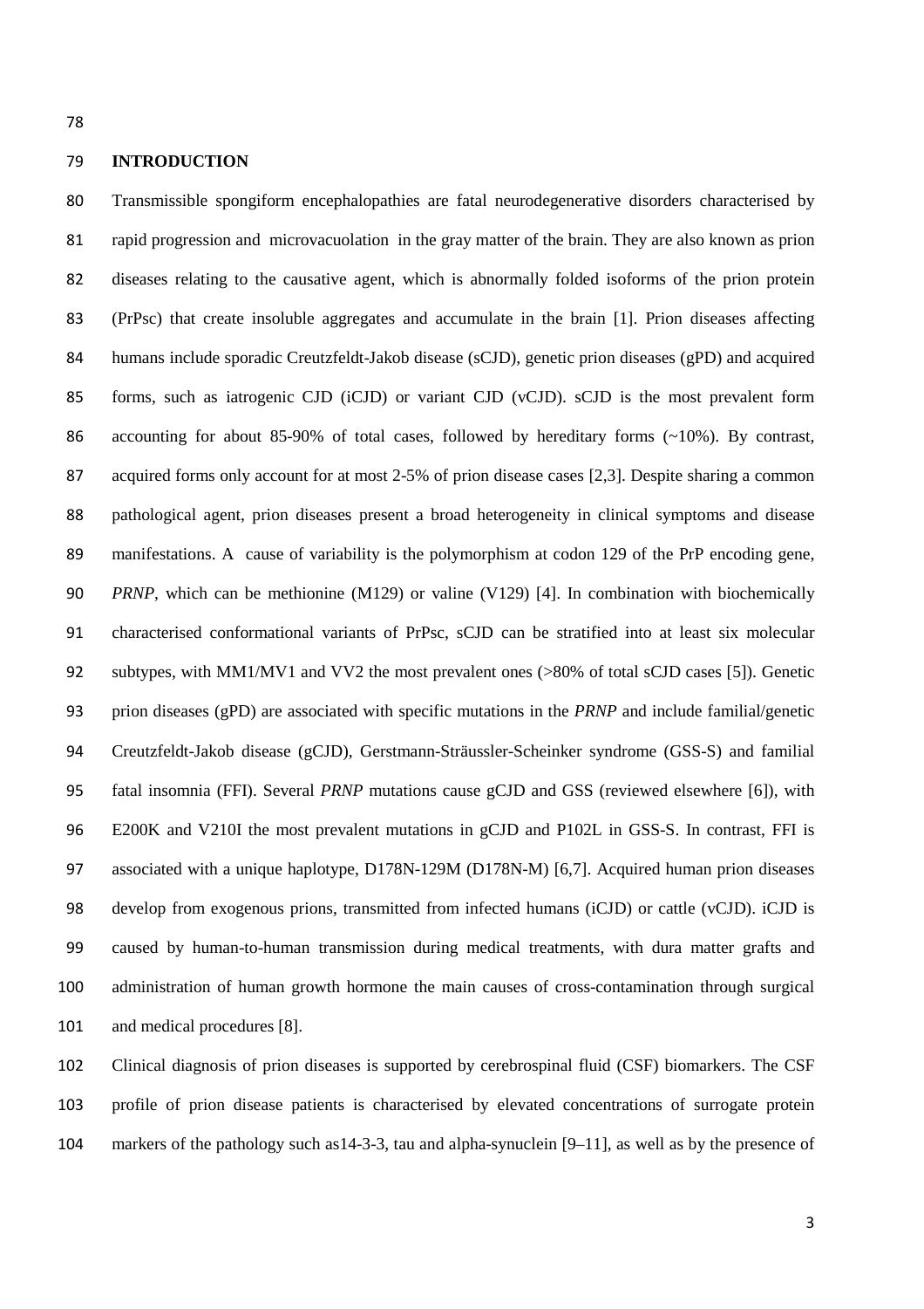## INTRODUCTION

Transmissible spongiform encephalopathies are fatal neurodegenerative disorders characterised by rapid progression and microvacuolation in the gray matter of the brain. They are also known as prion diseases relating to the causative agent, which is abnormally folded isoforms of the prion protein (PrPsc) that create insoluble aggregates and accumulate in the brain [1]. Prion diseases affecting humans include sporadic Creutzfeldt-Jakob disease (sCJD), genetic prion diseases (gPD) and acquired forms, such as iatrogenic CJD (iCJD) or variant CJD (vCJD). sCJD is the most prevalent form accounting for about 85-90% of total cases, followed by hereditary forms (~10%). By contrast, acquired forms only account for at most 2-5% of prion disease cases [2,3]. Despite sharing a common pathological agent, prion diseases present a broad heterogeneity in clinical symptoms and disease manifestations. A cause of variability is the polymorphism at codon 129 of the PrP encoding gene, *PRNP*, which can be methionine (M129) or valine (V129) [4]. In combination with biochemically characterised conformational variants of PrPsc, sCJD can be stratified into at least six molecular subtypes, with MM1/MV1 and VV2 the most prevalent ones (>80% of total sCJD cases [5]). Genetic prion diseases (gPD) are associated with specific mutations in the *PRNP* and include familial/genetic Creutzfeldt-Jakob disease (gCJD), Gerstmann-Sträussler-Scheinker syndrome (GSS-S) and familial fatal insomnia (FFI). Several *PRNP* mutations cause gCJD and GSS (reviewed elsewhere [6]), with E200K and V210I the most prevalent mutations in gCJD and P102L in GSS-S. In contrast, FFI is associated with a unique haplotype, D178N-129M (D178N-M) [6,7]. Acquired human prion diseases develop from exogenous prions, transmitted from infected humans (iCJD) or cattle (vCJD). iCJD is caused by human-to-human transmission during medical treatments, with dura matter grafts and administration of human growth hormone the main causes of cross-contamination through surgical and medical procedures [8].

Clinical diagnosis of prion diseases is supported by cerebrospinal fluid (CSF) biomarkers. The CSF profile of prion disease patients is characterised by elevated concentrations of surrogate protein markers of the pathology such as14-3-3, tau and alpha-synuclein [9–11], as well as by the presence of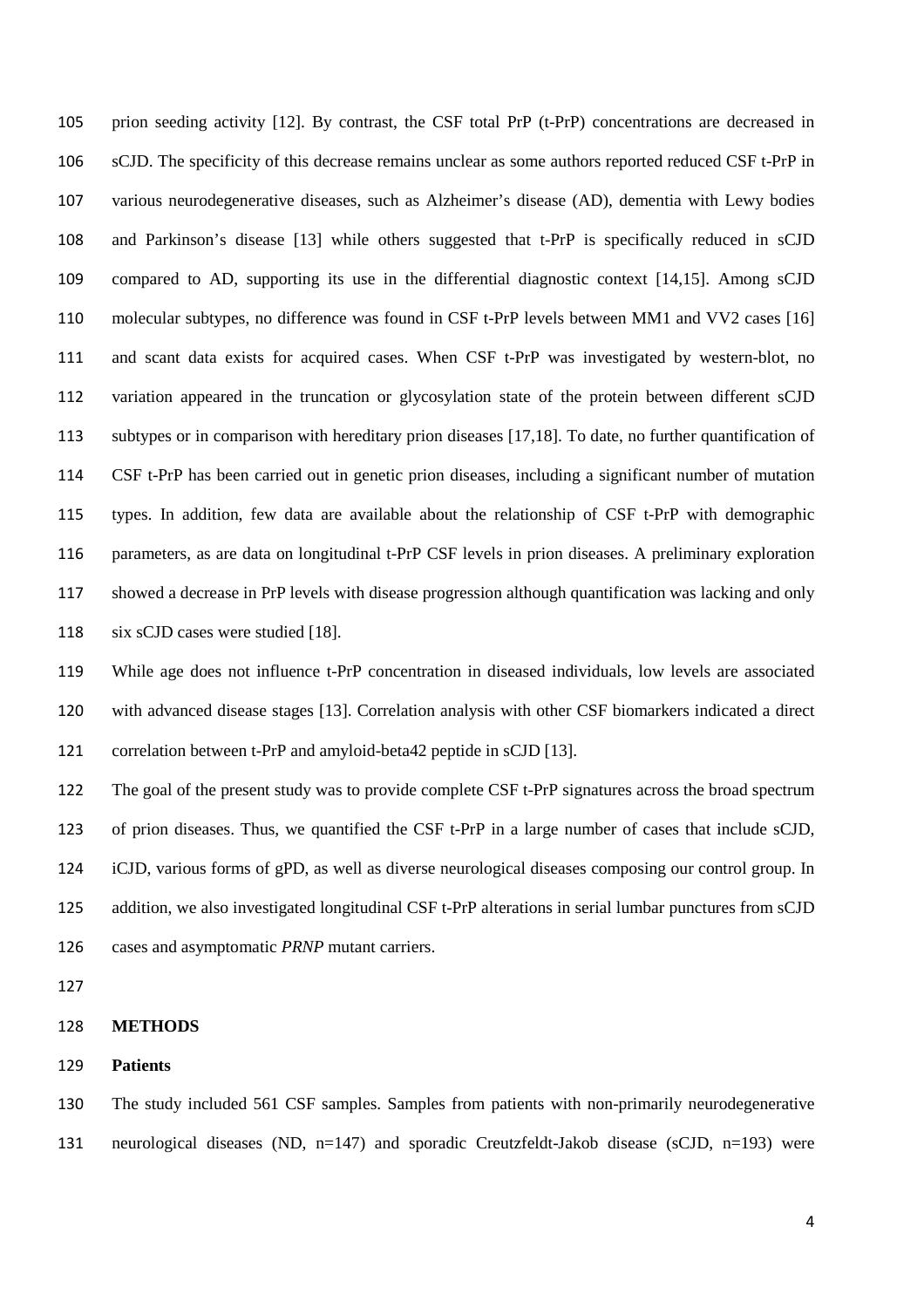prion seeding activity [12]. By contrast, the CSF total PrP (t-PrP) concentrations are decreased in sCJD. The specificity of this decrease remains unclear as some authors reported reduced CSF t-PrP in various neurodegenerative diseases, such as Alzheimer's disease (AD), dementia with Lewy bodies and Parkinson's disease [13] while others suggested that t-PrP is specifically reduced in sCJD compared to AD, supporting its use in the differential diagnostic context [14,15]. Among sCJD molecular subtypes, no difference was found in CSF t-PrP levels between MM1 and VV2 cases [16] and scant data exists for acquired cases. When CSF t-PrP was investigated by western-blot, no variation appeared in the truncation or glycosylation state of the protein between different sCJD subtypes or in comparison with hereditary prion diseases [17,18]. To date, no further quantification of CSF t-PrP has been carried out in genetic prion diseases, including a significant number of mutation types. In addition, few data are available about the relationship of CSF t-PrP with demographic parameters, as are data on longitudinal t-PrP CSF levels in prion diseases. A preliminary exploration showed a decrease in PrP levels with disease progression although quantification was lacking and only six sCJD cases were studied [18].

While age does not influence t-PrP concentration in diseased individuals, low levels are associated with advanced disease stages [13]. Correlation analysis with other CSF biomarkers indicated a direct correlation between t-PrP and amyloid-beta42 peptide in sCJD [13].

The goal of the present study was to provide complete CSF t-PrP signatures across the broad spectrum of prion diseases. Thus, we quantified the CSF t-PrP in a large number of cases that include sCJD, iCJD, various forms of gPD, as well as diverse neurological diseases composing our control group. In addition, we also investigated longitudinal CSF t-PrP alterations in serial lumbar punctures from sCJD cases and asymptomatic *PRNP* mutant carriers.

## METHODS

### Patients

The study included 561 CSF samples. Samples from patients with non-primarily neurodegenerative neurological diseases (ND, n=147) and sporadic Creutzfeldt-Jakob disease (sCJD, n=193) were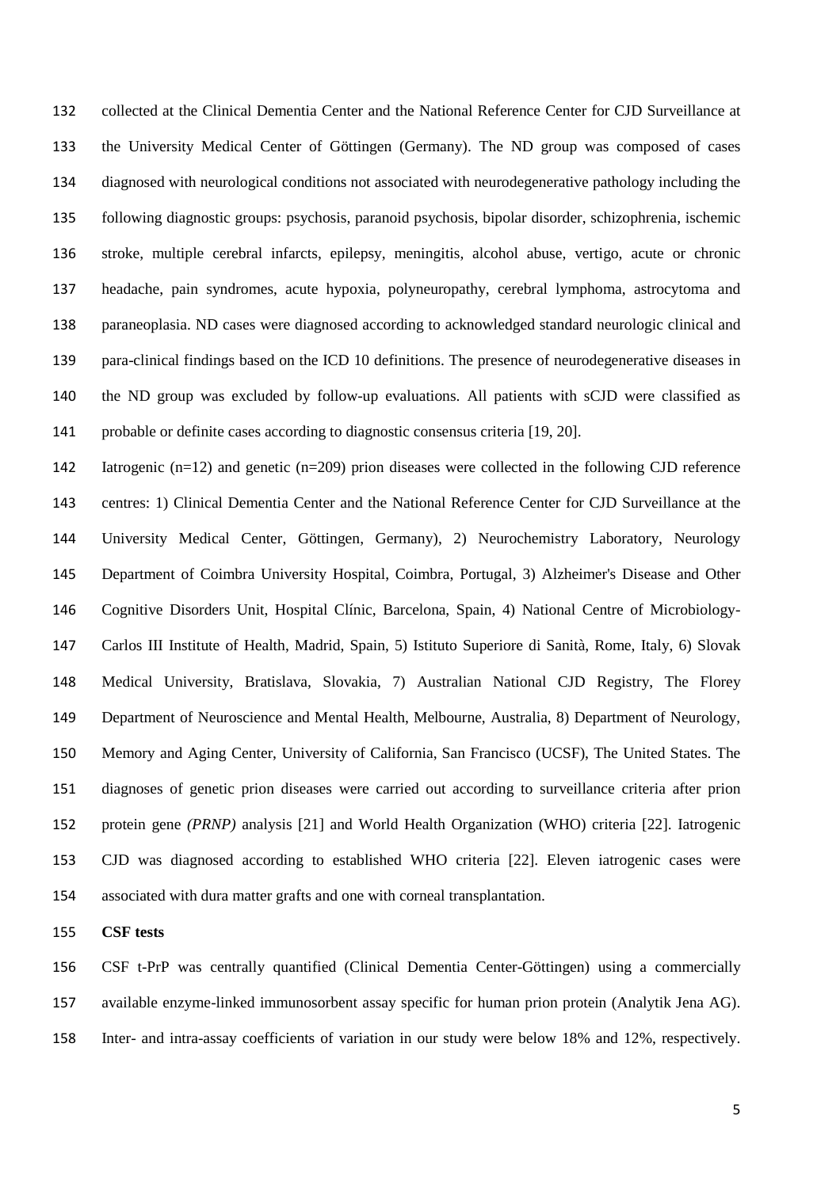collected at the Clinical Dementia Center and the National Reference Center for CJD Surveillance at the University Medical Center of Göttingen (Germany). The ND group was composed of cases diagnosed with neurological conditions not associated with neurodegenerative pathology including the following diagnostic groups: psychosis, paranoid psychosis, bipolar disorder, schizophrenia, ischemic stroke, multiple cerebral infarcts, epilepsy, meningitis, alcohol abuse, vertigo, acute or chronic headache, pain syndromes, acute hypoxia, polyneuropathy, cerebral lymphoma, astrocytoma and paraneoplasia. ND cases were diagnosed according to acknowledged standard neurologic clinical and para-clinical findings based on the ICD 10 definitions. The presence of neurodegenerative diseases in the ND group was excluded by follow-up evaluations. All patients with sCJD were classified as probable or definite cases according to diagnostic consensus criteria [19, 20].

Iatrogenic (n=12) and genetic (n=209) prion diseases were collected in the following CJD reference centres: 1) Clinical Dementia Center and the National Reference Center for CJD Surveillance at the University Medical Center, Göttingen, Germany), 2) Neurochemistry Laboratory, Neurology Department of Coimbra University Hospital, Coimbra, Portugal, 3) Alzheimer's Disease and Other Cognitive Disorders Unit, Hospital Clínic, Barcelona, Spain, 4) National Centre of Microbiology-Carlos III Institute of Health, Madrid, Spain, 5) Istituto Superiore di Sanità, Rome, Italy, 6) Slovak Medical University, Bratislava, Slovakia, 7) Australian National CJD Registry, The Florey Department of Neuroscience and Mental Health, Melbourne, Australia, 8) Department of Neurology, Memory and Aging Center, University of California, San Francisco (UCSF), The United States. The diagnoses of genetic prion diseases were carried out according to surveillance criteria after prion protein gene *(PRNP)* analysis [21] and World Health Organization (WHO) criteria [22]. Iatrogenic CJD was diagnosed according to established WHO criteria [22]. Eleven iatrogenic cases were associated with dura matter grafts and one with corneal transplantation.

**CSF tests**

CSF t-PrP was centrally quantified (Clinical Dementia Center-Göttingen) using a commercially available enzyme-linked immunosorbent assay specific for human prion protein (Analytik Jena AG). Inter- and intra-assay coefficients of variation in our study were below 18% and 12%, respectively.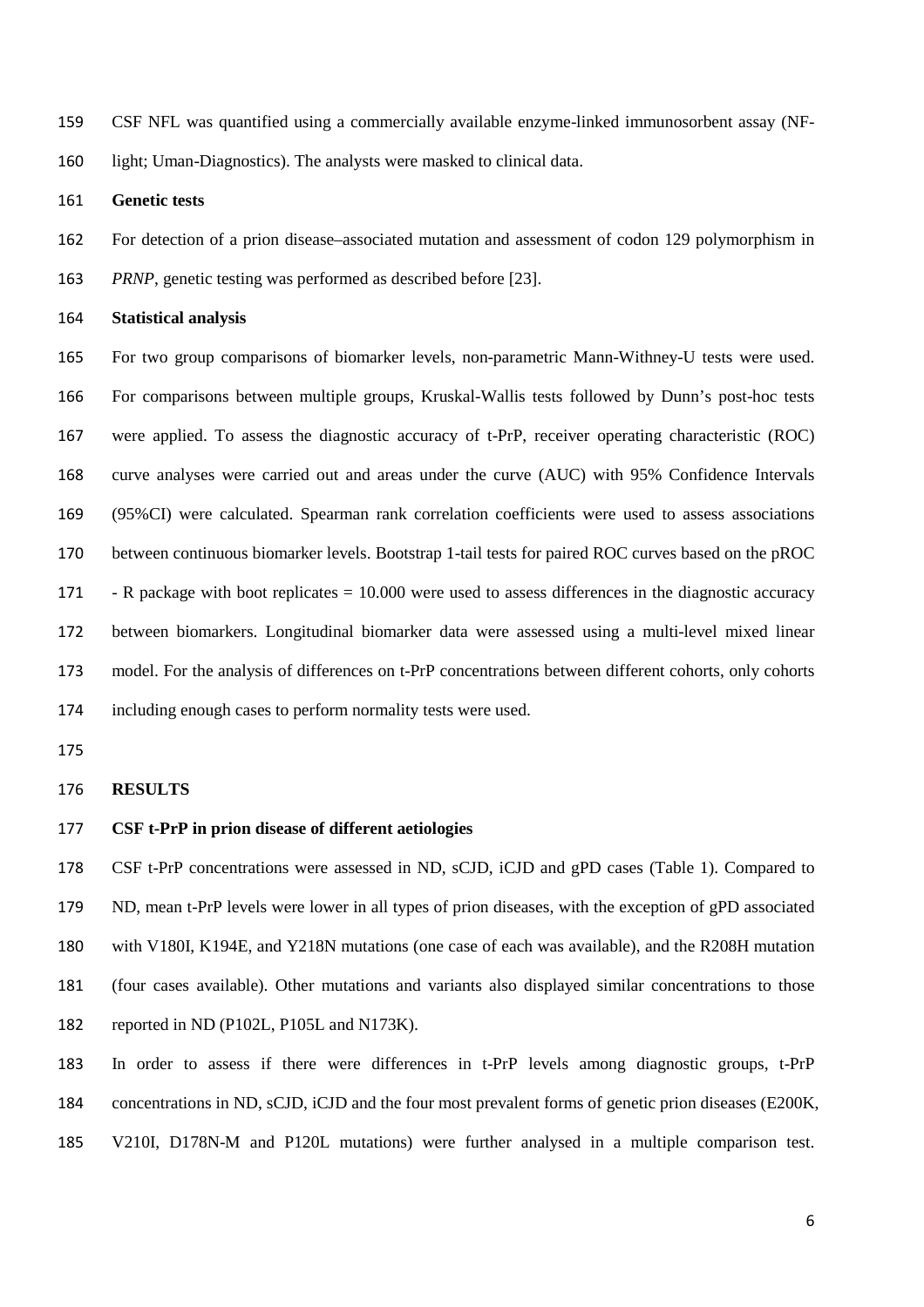CSF NFL was quantified using a commercially available enzyme-linked immunosorbent assay (NF-light; Uman-Diagnostics). The analysts were masked to clinical data.

**Genetic tests**

For detection of a prion disease–associated mutation and assessment of codon 129 polymorphism in *PRNP*, genetic testing was performed as described before [23].

**Statistical analysis**

For two group comparisons of biomarker levels, non-parametric Mann-Withney-U tests were used. For comparisons between multiple groups, Kruskal-Wallis tests followed by Dunn's post-hoc tests were applied. To assess the diagnostic accuracy of t-PrP, receiver operating characteristic (ROC) curve analyses were carried out and areas under the curve (AUC) with 95% Confidence Intervals (95%CI) were calculated. Spearman rank correlation coefficients were used to assess associations between continuous biomarker levels. Bootstrap 1-tail tests for paired ROC curves based on the pROC - R package with boot replicates = 10.000 were used to assess differences in the diagnostic accuracy between biomarkers. Longitudinal biomarker data were assessed using a multi-level mixed linear model. For the analysis of differences on t-PrP concentrations between different cohorts, only cohorts including enough cases to perform normality tests were used.

## RESULTS

**CSF t-PrP in prion disease of different aetiologies**

CSF t-PrP concentrations were assessed in ND, sCJD, iCJD and gPD cases (Table 1). Compared to ND, mean t-PrP levels were lower in all types of prion diseases, with the exception of gPD associated with V180I, K194E, and Y218N mutations (one case of each was available), and the R208H mutation (four cases available). Other mutations and variants also displayed similar concentrations to those reported in ND (P102L, P105L and N173K).

In order to assess if there were differences in t-PrP levels among diagnostic groups, t-PrP concentrations in ND, sCJD, iCJD and the four most prevalent forms of genetic prion diseases (E200K, V210I, D178N-M and P120L mutations) were further analysed in a multiple comparison test.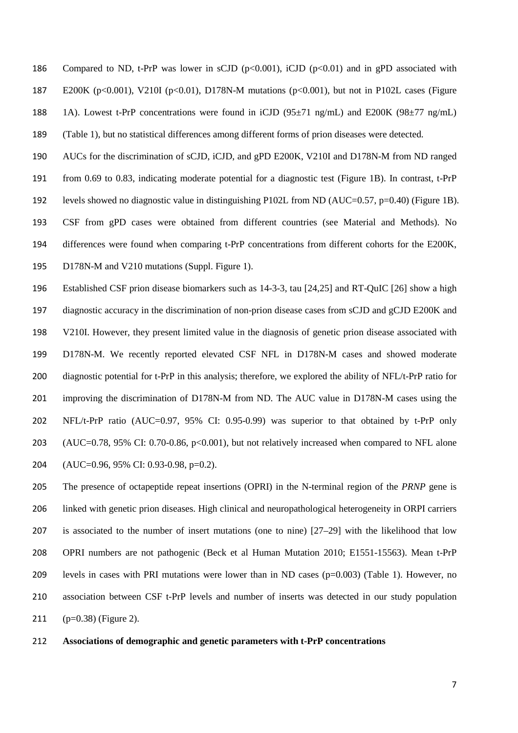Compared to ND, t-PrP was lower in sCJD ($p<0.001$), iCJD ($p<0.01$) and in gPD associated with E200K ($p<0.001$), V210I ($p<0.01$), D178N-M mutations ($p<0.001$), but not in P102L cases (Figure 1A). Lowest t-PrP concentrations were found in iCJD (95±71 ng/mL) and E200K (98±77 ng/mL) (Table 1), but no statistical differences among different forms of prion diseases were detected.

AUCs for the discrimination of sCJD, iCJD, and gPD E200K, V210I and D178N-M from ND ranged from 0.69 to 0.83, indicating moderate potential for a diagnostic test (Figure 1B). In contrast, t-PrP levels showed no diagnostic value in distinguishing P102L from ND (AUC=0.57, $p=0.40$) (Figure 1B). CSF from gPD cases were obtained from different countries (see Material and Methods). No differences were found when comparing t-PrP concentrations from different cohorts for the E200K, D178N-M and V210 mutations (Suppl. Figure 1).

Established CSF prion disease biomarkers such as 14-3-3, tau [24,25] and RT-QuIC [26] show a high diagnostic accuracy in the discrimination of non-prion disease cases from sCJD and gCJD E200K and V210I. However, they present limited value in the diagnosis of genetic prion disease associated with D178N-M. We recently reported elevated CSF NFL in D178N-M cases and showed moderate diagnostic potential for t-PrP in this analysis; therefore, we explored the ability of NFL/t-PrP ratio for improving the discrimination of D178N-M from ND. The AUC value in D178N-M cases using the NFL/t-PrP ratio (AUC=0.97, 95% CI: 0.95-0.99) was superior to that obtained by t-PrP only (AUC=0.78, 95% CI: 0.70-0.86, $p<0.001$), but not relatively increased when compared to NFL alone (AUC=0.96, 95% CI: 0.93-0.98, $p=0.2$).

The presence of octapeptide repeat insertions (OPRI) in the N-terminal region of the *PRNP* gene is linked with genetic prion diseases. High clinical and neuropathological heterogeneity in ORPI carriers is associated to the number of insert mutations (one to nine) [27–29] with the likelihood that low OPRI numbers are not pathogenic (Beck et al Human Mutation 2010; E1551-15563). Mean t-PrP levels in cases with PRI mutations were lower than in ND cases ($p=0.003$) (Table 1). However, no association between CSF t-PrP levels and number of inserts was detected in our study population ($p=0.38$) (Figure 2).

**Associations of demographic and genetic parameters with t-PrP concentrations**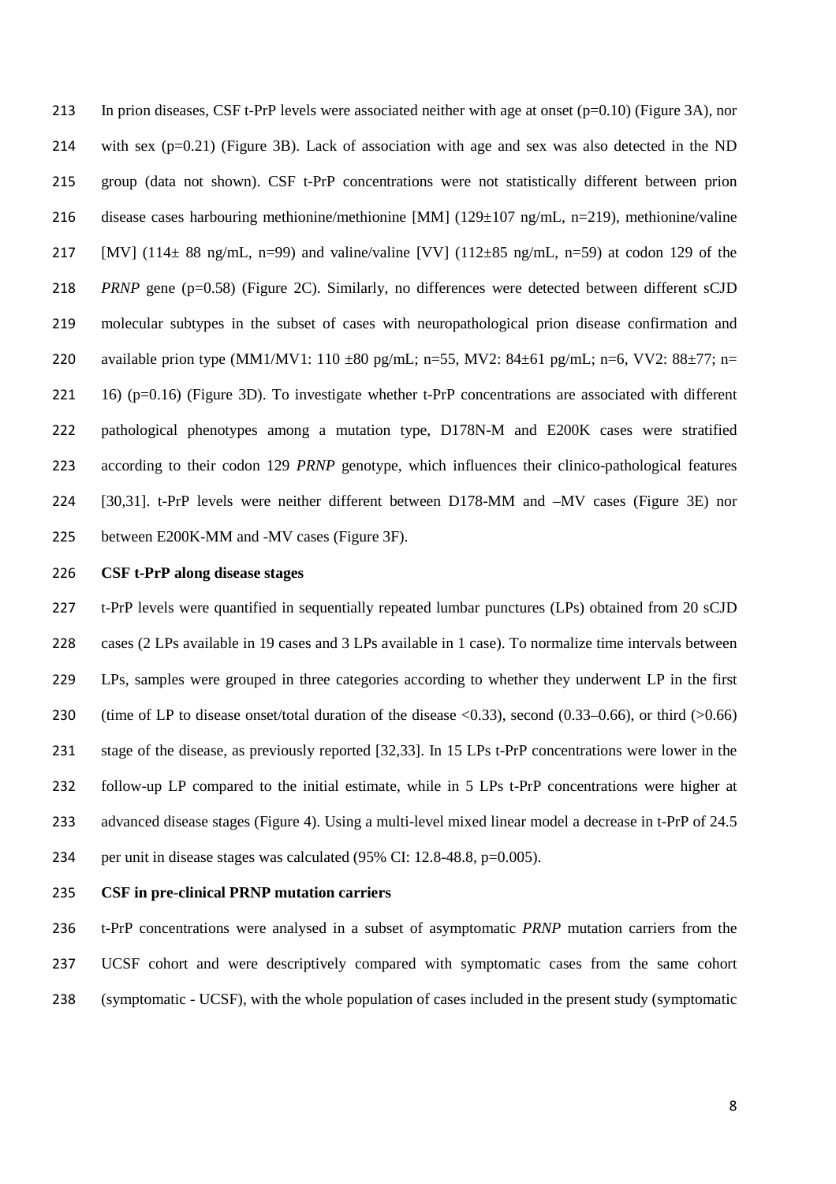In prion diseases, CSF t-PrP levels were associated neither with age at onset ($p=0.10$) (Figure 3A), nor with sex ($p=0.21$) (Figure 3B). Lack of association with age and sex was also detected in the ND group (data not shown). CSF t-PrP concentrations were not statistically different between prion disease cases harbouring methionine/methionine [MM] (129±107 ng/mL, n=219), methionine/valine [MV] (114± 88 ng/mL, n=99) and valine/valine [VV] (112±85 ng/mL, n=59) at codon 129 of the *PRNP* gene ($p=0.58$) (Figure 2C). Similarly, no differences were detected between different sCJD molecular subtypes in the subset of cases with neuropathological prion disease confirmation and available prion type (MM1/MV1: 110 ±80 pg/mL; n=55, MV2: 84±61 pg/mL; n=6, VV2: 88±77; n= 16) ($p=0.16$) (Figure 3D). To investigate whether t-PrP concentrations are associated with different pathological phenotypes among a mutation type, D178N-M and E200K cases were stratified according to their codon 129 *PRNP* genotype, which influences their clinico-pathological features [30,31]. t-PrP levels were neither different between D178-MM and –MV cases (Figure 3E) nor between E200K-MM and -MV cases (Figure 3F).

**CSF t-PrP along disease stages**

t-PrP levels were quantified in sequentially repeated lumbar punctures (LPs) obtained from 20 sCJD cases (2 LPs available in 19 cases and 3 LPs available in 1 case). To normalize time intervals between LPs, samples were grouped in three categories according to whether they underwent LP in the first (time of LP to disease onset/total duration of the disease <0.33), second (0.33–0.66), or third (>0.66) stage of the disease, as previously reported [32,33]. In 15 LPs t-PrP concentrations were lower in the follow-up LP compared to the initial estimate, while in 5 LPs t-PrP concentrations were higher at advanced disease stages (Figure 4). Using a multi-level mixed linear model a decrease in t-PrP of 24.5 per unit in disease stages was calculated (95% CI: 12.8-48.8, $p=0.005$).

**CSF in pre-clinical PRNP mutation carriers**

t-PrP concentrations were analysed in a subset of asymptomatic *PRNP* mutation carriers from the UCSF cohort and were descriptively compared with symptomatic cases from the same cohort (symptomatic - UCSF), with the whole population of cases included in the present study (symptomatic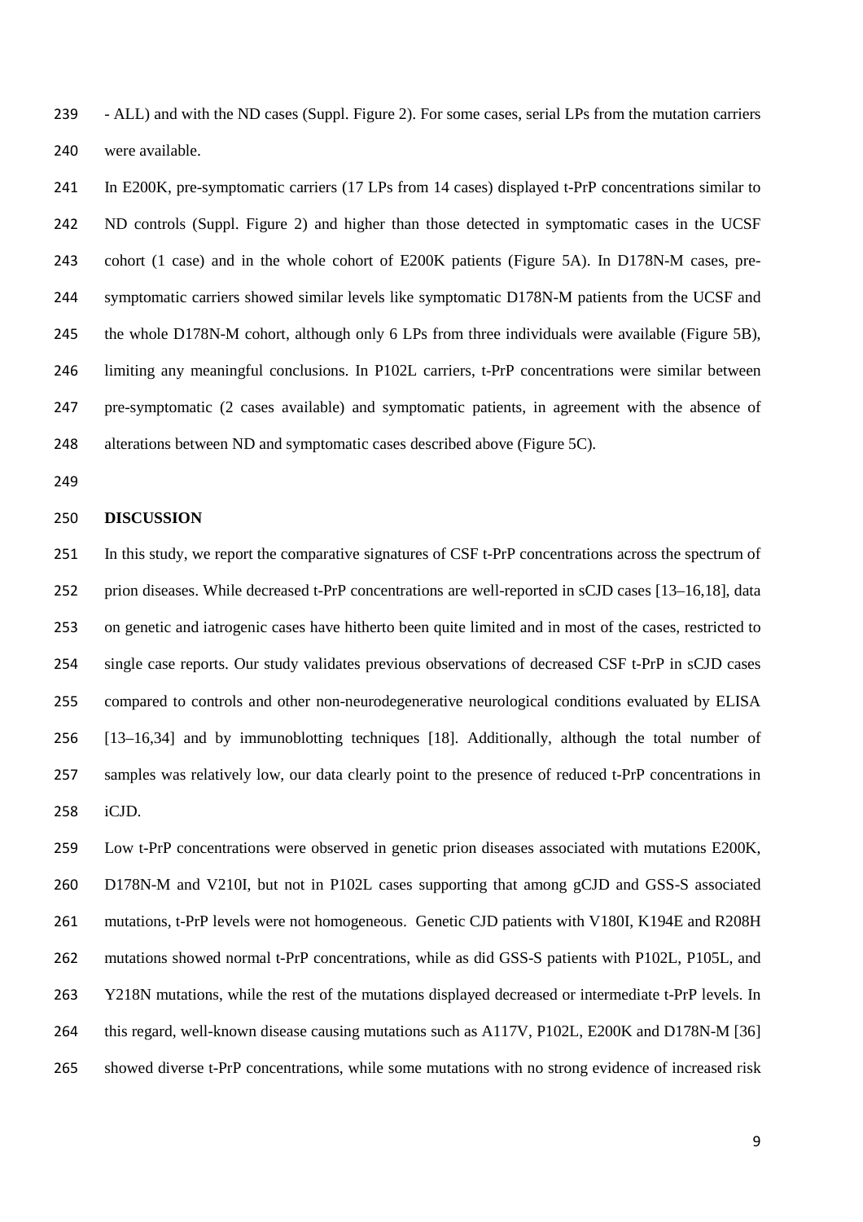- ALL) and with the ND cases (Suppl. Figure 2). For some cases, serial LPs from the mutation carriers were available.

In E200K, pre-symptomatic carriers (17 LPs from 14 cases) displayed t-PrP concentrations similar to ND controls (Suppl. Figure 2) and higher than those detected in symptomatic cases in the UCSF cohort (1 case) and in the whole cohort of E200K patients (Figure 5A). In D178N-M cases, pre-symptomatic carriers showed similar levels like symptomatic D178N-M patients from the UCSF and the whole D178N-M cohort, although only 6 LPs from three individuals were available (Figure 5B), limiting any meaningful conclusions. In P102L carriers, t-PrP concentrations were similar between pre-symptomatic (2 cases available) and symptomatic patients, in agreement with the absence of alterations between ND and symptomatic cases described above (Figure 5C).

## DISCUSSION

In this study, we report the comparative signatures of CSF t-PrP concentrations across the spectrum of prion diseases. While decreased t-PrP concentrations are well-reported in sCJD cases [13–16,18], data on genetic and iatrogenic cases have hitherto been quite limited and in most of the cases, restricted to single case reports. Our study validates previous observations of decreased CSF t-PrP in sCJD cases compared to controls and other non-neurodegenerative neurological conditions evaluated by ELISA [13–16,34] and by immunoblotting techniques [18]. Additionally, although the total number of samples was relatively low, our data clearly point to the presence of reduced t-PrP concentrations in iCJD.

Low t-PrP concentrations were observed in genetic prion diseases associated with mutations E200K, D178N-M and V210I, but not in P102L cases supporting that among gCJD and GSS-S associated mutations, t-PrP levels were not homogeneous. Genetic CJD patients with V180I, K194E and R208H mutations showed normal t-PrP concentrations, while as did GSS-S patients with P102L, P105L, and Y218N mutations, while the rest of the mutations displayed decreased or intermediate t-PrP levels. In this regard, well-known disease causing mutations such as A117V, P102L, E200K and D178N-M [36] showed diverse t-PrP concentrations, while some mutations with no strong evidence of increased risk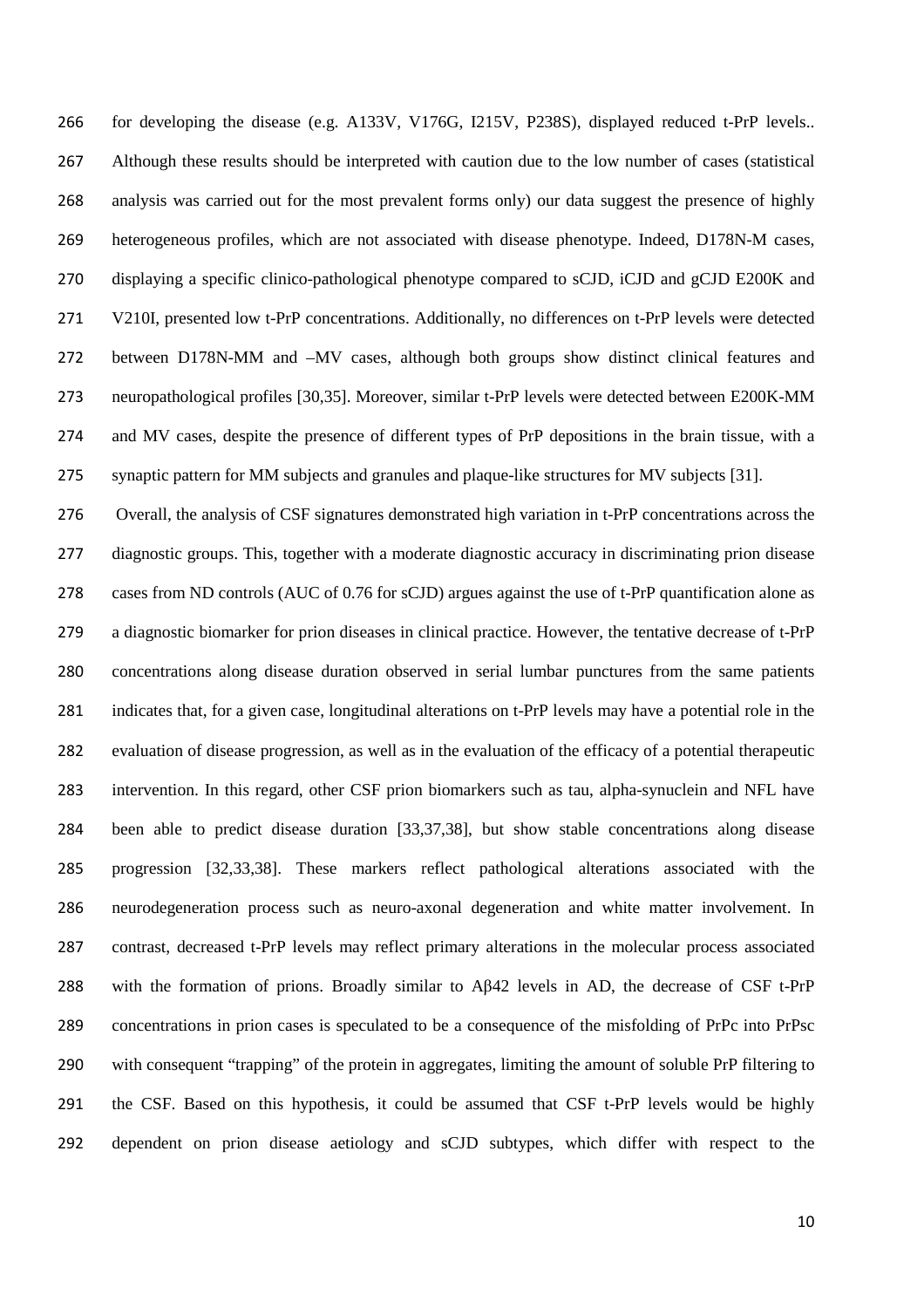for developing the disease (e.g. A133V, V176G, I215V, P238S), displayed reduced t-PrP levels.. Although these results should be interpreted with caution due to the low number of cases (statistical analysis was carried out for the most prevalent forms only) our data suggest the presence of highly heterogeneous profiles, which are not associated with disease phenotype. Indeed, D178N-M cases, displaying a specific clinico-pathological phenotype compared to sCJD, iCJD and gCJD E200K and V210I, presented low t-PrP concentrations. Additionally, no differences on t-PrP levels were detected between D178N-MM and –MV cases, although both groups show distinct clinical features and neuropathological profiles [30,35]. Moreover, similar t-PrP levels were detected between E200K-MM and MV cases, despite the presence of different types of PrP depositions in the brain tissue, with a synaptic pattern for MM subjects and granules and plaque-like structures for MV subjects [31].

Overall, the analysis of CSF signatures demonstrated high variation in t-PrP concentrations across the diagnostic groups. This, together with a moderate diagnostic accuracy in discriminating prion disease cases from ND controls (AUC of 0.76 for sCJD) argues against the use of t-PrP quantification alone as a diagnostic biomarker for prion diseases in clinical practice. However, the tentative decrease of t-PrP concentrations along disease duration observed in serial lumbar punctures from the same patients indicates that, for a given case, longitudinal alterations on t-PrP levels may have a potential role in the evaluation of disease progression, as well as in the evaluation of the efficacy of a potential therapeutic intervention. In this regard, other CSF prion biomarkers such as tau, alpha-synuclein and NFL have been able to predict disease duration [33,37,38], but show stable concentrations along disease progression [32,33,38]. These markers reflect pathological alterations associated with the neurodegeneration process such as neuro-axonal degeneration and white matter involvement. In contrast, decreased t-PrP levels may reflect primary alterations in the molecular process associated with the formation of prions. Broadly similar to Aβ42 levels in AD, the decrease of CSF t-PrP concentrations in prion cases is speculated to be a consequence of the misfolding of PrPc into PrPsc with consequent "trapping" of the protein in aggregates, limiting the amount of soluble PrP filtering to the CSF. Based on this hypothesis, it could be assumed that CSF t-PrP levels would be highly dependent on prion disease aetiology and sCJD subtypes, which differ with respect to the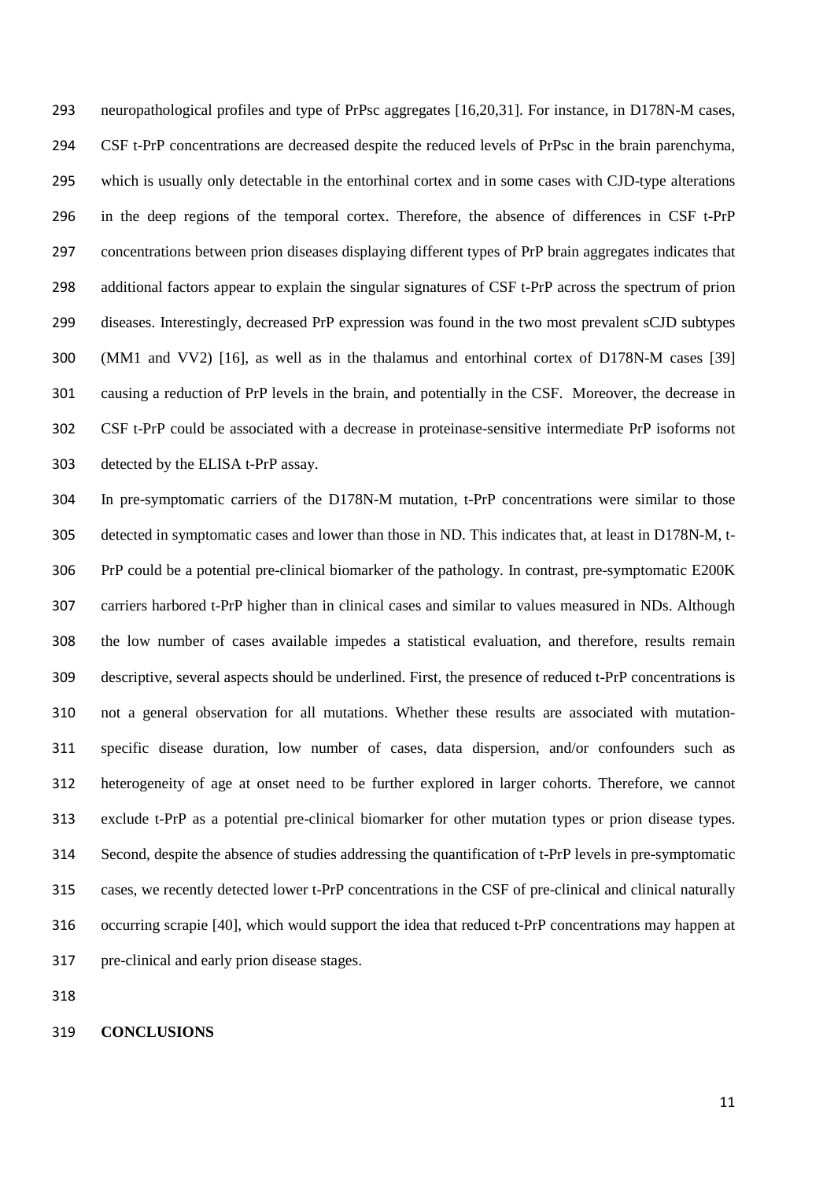neuropathological profiles and type of PrPsc aggregates [16,20,31]. For instance, in D178N-M cases, CSF t-PrP concentrations are decreased despite the reduced levels of PrPsc in the brain parenchyma, which is usually only detectable in the entorhinal cortex and in some cases with CJD-type alterations in the deep regions of the temporal cortex. Therefore, the absence of differences in CSF t-PrP concentrations between prion diseases displaying different types of PrP brain aggregates indicates that additional factors appear to explain the singular signatures of CSF t-PrP across the spectrum of prion diseases. Interestingly, decreased PrP expression was found in the two most prevalent sCJD subtypes (MM1 and VV2) [16], as well as in the thalamus and entorhinal cortex of D178N-M cases [39] causing a reduction of PrP levels in the brain, and potentially in the CSF. Moreover, the decrease in CSF t-PrP could be associated with a decrease in proteinase-sensitive intermediate PrP isoforms not detected by the ELISA t-PrP assay.

In pre-symptomatic carriers of the D178N-M mutation, t-PrP concentrations were similar to those detected in symptomatic cases and lower than those in ND. This indicates that, at least in D178N-M, t-PrP could be a potential pre-clinical biomarker of the pathology. In contrast, pre-symptomatic E200K carriers harbored t-PrP higher than in clinical cases and similar to values measured in NDs. Although the low number of cases available impedes a statistical evaluation, and therefore, results remain descriptive, several aspects should be underlined. First, the presence of reduced t-PrP concentrations is not a general observation for all mutations. Whether these results are associated with mutation-specific disease duration, low number of cases, data dispersion, and/or confounders such as heterogeneity of age at onset need to be further explored in larger cohorts. Therefore, we cannot exclude t-PrP as a potential pre-clinical biomarker for other mutation types or prion disease types. Second, despite the absence of studies addressing the quantification of t-PrP levels in pre-symptomatic cases, we recently detected lower t-PrP concentrations in the CSF of pre-clinical and clinical naturally occurring scrapie [40], which would support the idea that reduced t-PrP concentrations may happen at pre-clinical and early prion disease stages.

## CONCLUSIONS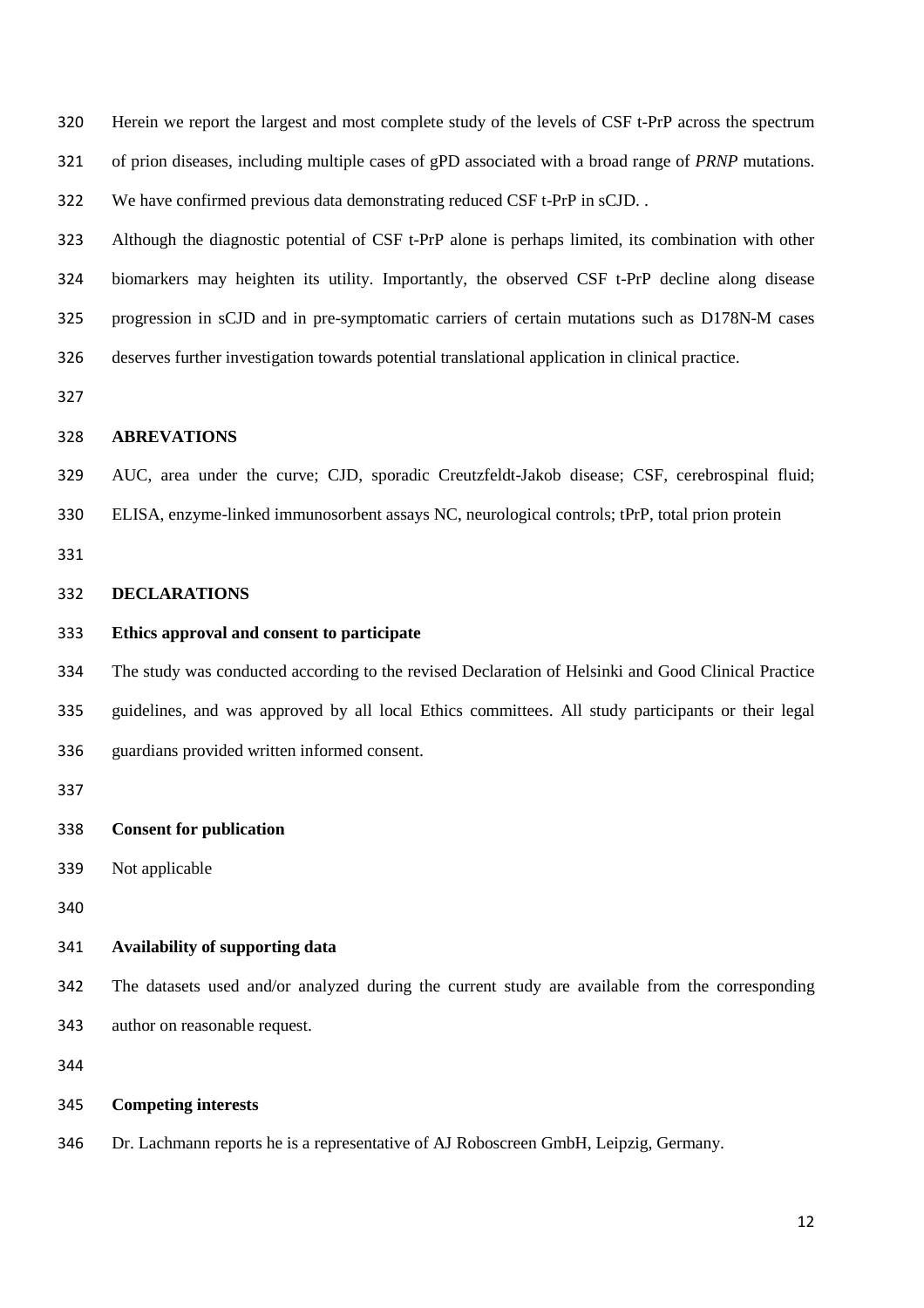Herein we report the largest and most complete study of the levels of CSF t-PrP across the spectrum of prion diseases, including multiple cases of gPD associated with a broad range of *PRNP* mutations. We have confirmed previous data demonstrating reduced CSF t-PrP in sCJD. .

Although the diagnostic potential of CSF t-PrP alone is perhaps limited, its combination with other biomarkers may heighten its utility. Importantly, the observed CSF t-PrP decline along disease progression in sCJD and in pre-symptomatic carriers of certain mutations such as D178N-M cases deserves further investigation towards potential translational application in clinical practice.

## ABREVATIONS

AUC, area under the curve; CJD, sporadic Creutzfeldt-Jakob disease; CSF, cerebrospinal fluid; ELISA, enzyme-linked immunosorbent assays NC, neurological controls; tPrP, total prion protein

## DECLARATIONS

### Ethics approval and consent to participate

The study was conducted according to the revised Declaration of Helsinki and Good Clinical Practice guidelines, and was approved by all local Ethics committees. All study participants or their legal guardians provided written informed consent.

### Consent for publication

Not applicable

### Availability of supporting data

The datasets used and/or analyzed during the current study are available from the corresponding author on reasonable request.

### Competing interests

Dr. Lachmann reports he is a representative of AJ Roboscreen GmbH, Leipzig, Germany.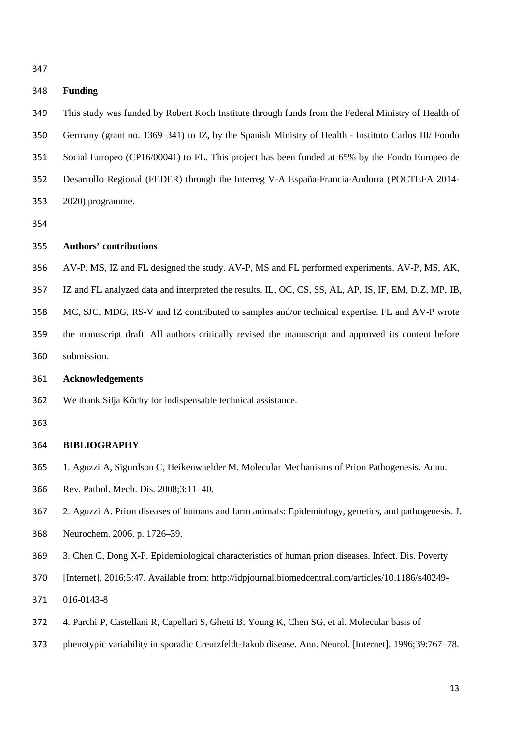## Funding

This study was funded by Robert Koch Institute through funds from the Federal Ministry of Health of Germany (grant no. 1369–341) to IZ, by the Spanish Ministry of Health - Instituto Carlos III/ Fondo Social Europeo (CP16/00041) to FL. This project has been funded at 65% by the Fondo Europeo de Desarrollo Regional (FEDER) through the Interreg V-A España-Francia-Andorra (POCTEFA 2014-2020) programme.

## Authors' contributions

AV-P, MS, IZ and FL designed the study. AV-P, MS and FL performed experiments. AV-P, MS, AK, IZ and FL analyzed data and interpreted the results. IL, OC, CS, SS, AL, AP, IS, IF, EM, D.Z, MP, IB, MC, SJC, MDG, RS-V and IZ contributed to samples and/or technical expertise. FL and AV-P wrote the manuscript draft. All authors critically revised the manuscript and approved its content before submission.

## Acknowledgements

We thank Silja Köchy for indispensable technical assistance.

## BIBLIOGRAPHY

1. Aguzzi A, Sigurdson C, Heikenwaelder M. Molecular Mechanisms of Prion Pathogenesis. Annu. Rev. Pathol. Mech. Dis. 2008;3:11–40.
2. Aguzzi A. Prion diseases of humans and farm animals: Epidemiology, genetics, and pathogenesis. J. Neurochem. 2006. p. 1726–39.
3. Chen C, Dong X-P. Epidemiological characteristics of human prion diseases. Infect. Dis. Poverty [Internet]. 2016;5:47. Available from: http://idpjournal.biomedcentral.com/articles/10.1186/s40249-016-0143-8
4. Parchi P, Castellani R, Capellari S, Ghetti B, Young K, Chen SG, et al. Molecular basis of phenotypic variability in sporadic Creutzfeldt-Jakob disease. Ann. Neurol. [Internet]. 1996;39:767–78.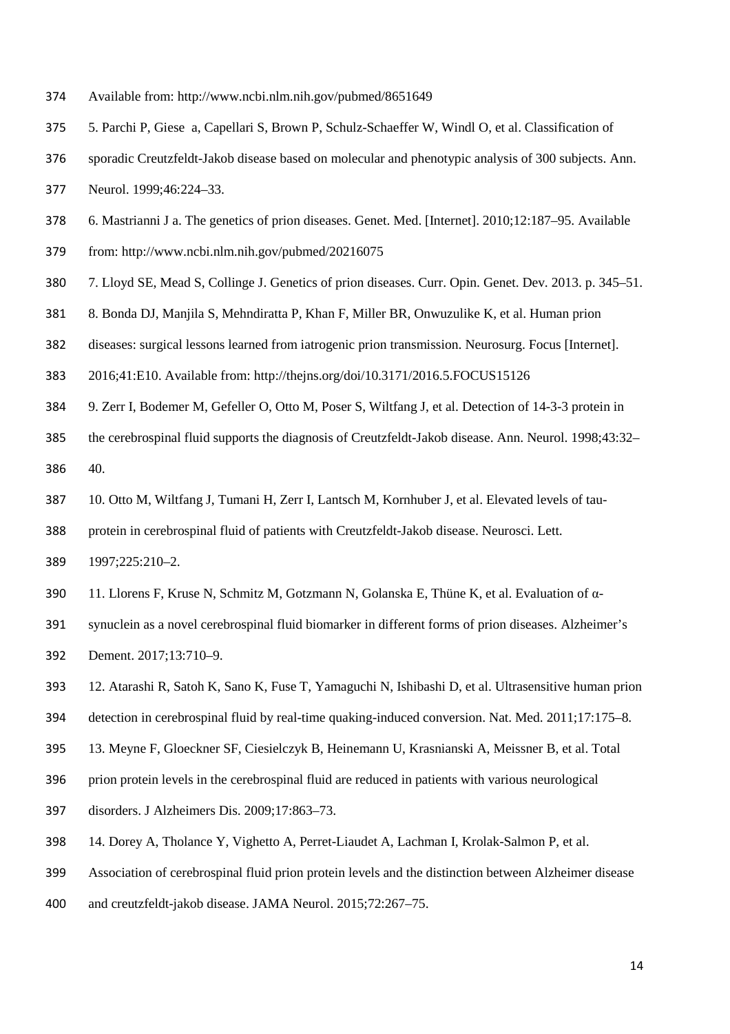Available from: http://www.ncbi.nlm.nih.gov/pubmed/8651649

5. Parchi P, Giese a, Capellari S, Brown P, Schulz-Schaeffer W, Windl O, et al. Classification of sporadic Creutzfeldt-Jakob disease based on molecular and phenotypic analysis of 300 subjects. Ann. Neurol. 1999;46:224–33.

6. Mastrianni J a. The genetics of prion diseases. Genet. Med. [Internet]. 2010;12:187–95. Available from: http://www.ncbi.nlm.nih.gov/pubmed/20216075

7. Lloyd SE, Mead S, Collinge J. Genetics of prion diseases. Curr. Opin. Genet. Dev. 2013. p. 345–51.

8. Bonda DJ, Manjila S, Mehndiratta P, Khan F, Miller BR, Onwuzulike K, et al. Human prion diseases: surgical lessons learned from iatrogenic prion transmission. Neurosurg. Focus [Internet]. 2016;41:E10. Available from: http://thejns.org/doi/10.3171/2016.5.FOCUS15126

9. Zerr I, Bodemer M, Gefeller O, Otto M, Poser S, Wiltfang J, et al. Detection of 14-3-3 protein in the cerebrospinal fluid supports the diagnosis of Creutzfeldt-Jakob disease. Ann. Neurol. 1998;43:32–40.

10. Otto M, Wiltfang J, Tumani H, Zerr I, Lantsch M, Kornhuber J, et al. Elevated levels of tau-protein in cerebrospinal fluid of patients with Creutzfeldt-Jakob disease. Neurosci. Lett. 1997;225:210–2.

11. Llorens F, Kruse N, Schmitz M, Gotzmann N, Golanska E, Thüne K, et al. Evaluation of α-synuclein as a novel cerebrospinal fluid biomarker in different forms of prion diseases. Alzheimer's Dement. 2017;13:710–9.

12. Atarashi R, Satoh K, Sano K, Fuse T, Yamaguchi N, Ishibashi D, et al. Ultrasensitive human prion detection in cerebrospinal fluid by real-time quaking-induced conversion. Nat. Med. 2011;17:175–8.

13. Meyne F, Gloeckner SF, Ciesielczyk B, Heinemann U, Krasnianski A, Meissner B, et al. Total prion protein levels in the cerebrospinal fluid are reduced in patients with various neurological disorders. J Alzheimers Dis. 2009;17:863–73.

14. Dorey A, Tholance Y, Vighetto A, Perret-Liaudet A, Lachman I, Krolak-Salmon P, et al. Association of cerebrospinal fluid prion protein levels and the distinction between Alzheimer disease and creutzfeldt-jakob disease. JAMA Neurol. 2015;72:267–75.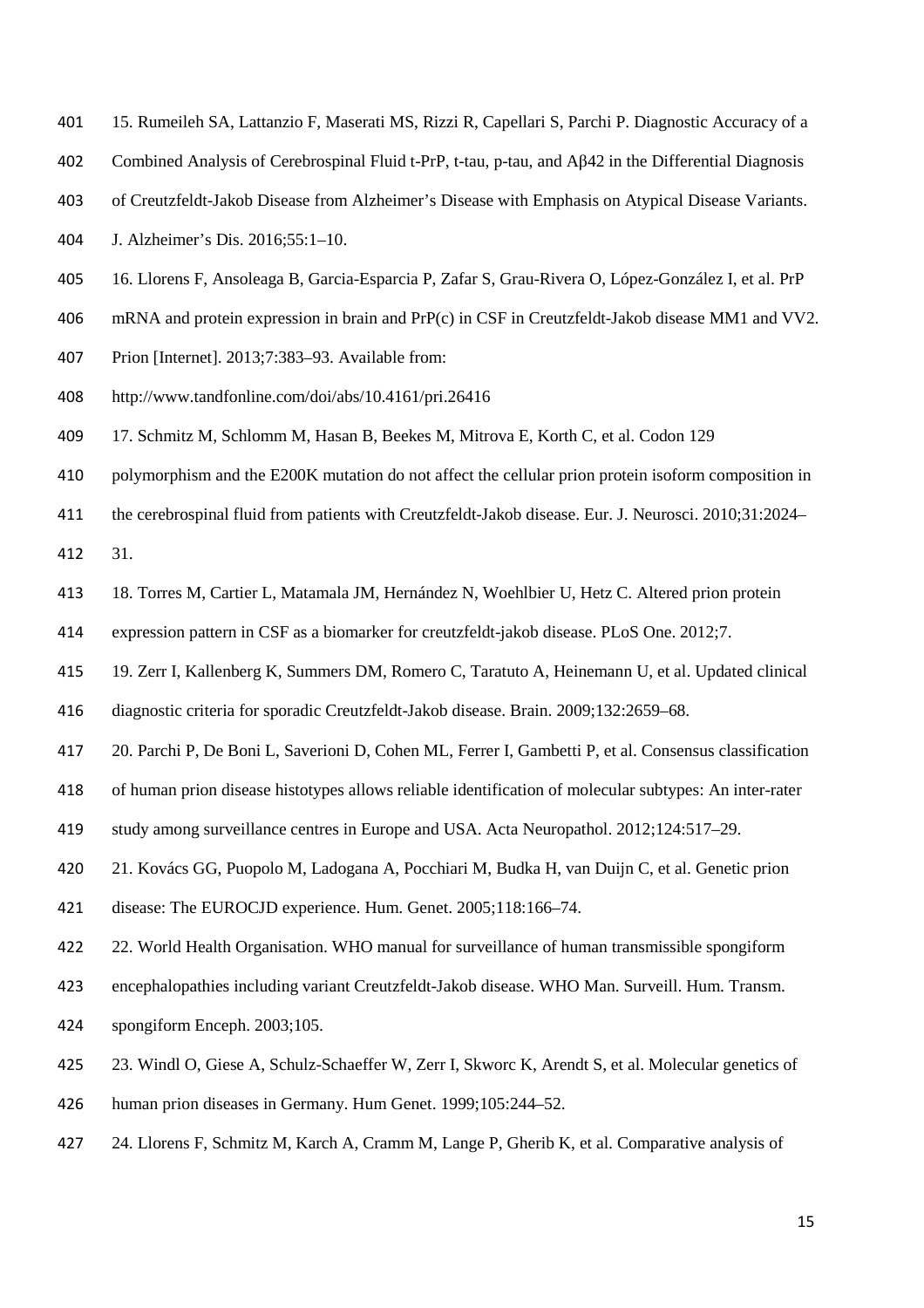15. Rumeileh SA, Lattanzio F, Maserati MS, Rizzi R, Capellari S, Parchi P. Diagnostic Accuracy of a Combined Analysis of Cerebrospinal Fluid t-PrP, t-tau, p-tau, and Aβ42 in the Differential Diagnosis of Creutzfeldt-Jakob Disease from Alzheimer's Disease with Emphasis on Atypical Disease Variants. J. Alzheimer's Dis. 2016;55:1–10.

16. Llorens F, Ansoleaga B, Garcia-Esparcia P, Zafar S, Grau-Rivera O, López-González I, et al. PrP mRNA and protein expression in brain and PrP(c) in CSF in Creutzfeldt-Jakob disease MM1 and VV2. Prion [Internet]. 2013;7:383–93. Available from: http://www.tandfonline.com/doi/abs/10.4161/pri.26416

17. Schmitz M, Schlomm M, Hasan B, Beekes M, Mitrova E, Korth C, et al. Codon 129 polymorphism and the E200K mutation do not affect the cellular prion protein isoform composition in the cerebrospinal fluid from patients with Creutzfeldt-Jakob disease. Eur. J. Neurosci. 2010;31:2024–31.

18. Torres M, Cartier L, Matamala JM, Hernández N, Woehlbier U, Hetz C. Altered prion protein expression pattern in CSF as a biomarker for creutzfeldt-jakob disease. PLoS One. 2012;7.

19. Zerr I, Kallenberg K, Summers DM, Romero C, Taratuto A, Heinemann U, et al. Updated clinical diagnostic criteria for sporadic Creutzfeldt-Jakob disease. Brain. 2009;132:2659–68.

20. Parchi P, De Boni L, Saverioni D, Cohen ML, Ferrer I, Gambetti P, et al. Consensus classification of human prion disease histotypes allows reliable identification of molecular subtypes: An inter-rater study among surveillance centres in Europe and USA. Acta Neuropathol. 2012;124:517–29.

21. Kovács GG, Puopolo M, Ladogana A, Pocchiari M, Budka H, van Duijn C, et al. Genetic prion disease: The EUROCJD experience. Hum. Genet. 2005;118:166–74.

22. World Health Organisation. WHO manual for surveillance of human transmissible spongiform encephalopathies including variant Creutzfeldt-Jakob disease. WHO Man. Surveill. Hum. Transm. spongiform Enceph. 2003;105.

23. Windl O, Giese A, Schulz-Schaeffer W, Zerr I, Skworc K, Arendt S, et al. Molecular genetics of human prion diseases in Germany. Hum Genet. 1999;105:244–52.

24. Llorens F, Schmitz M, Karch A, Cramm M, Lange P, Gherib K, et al. Comparative analysis of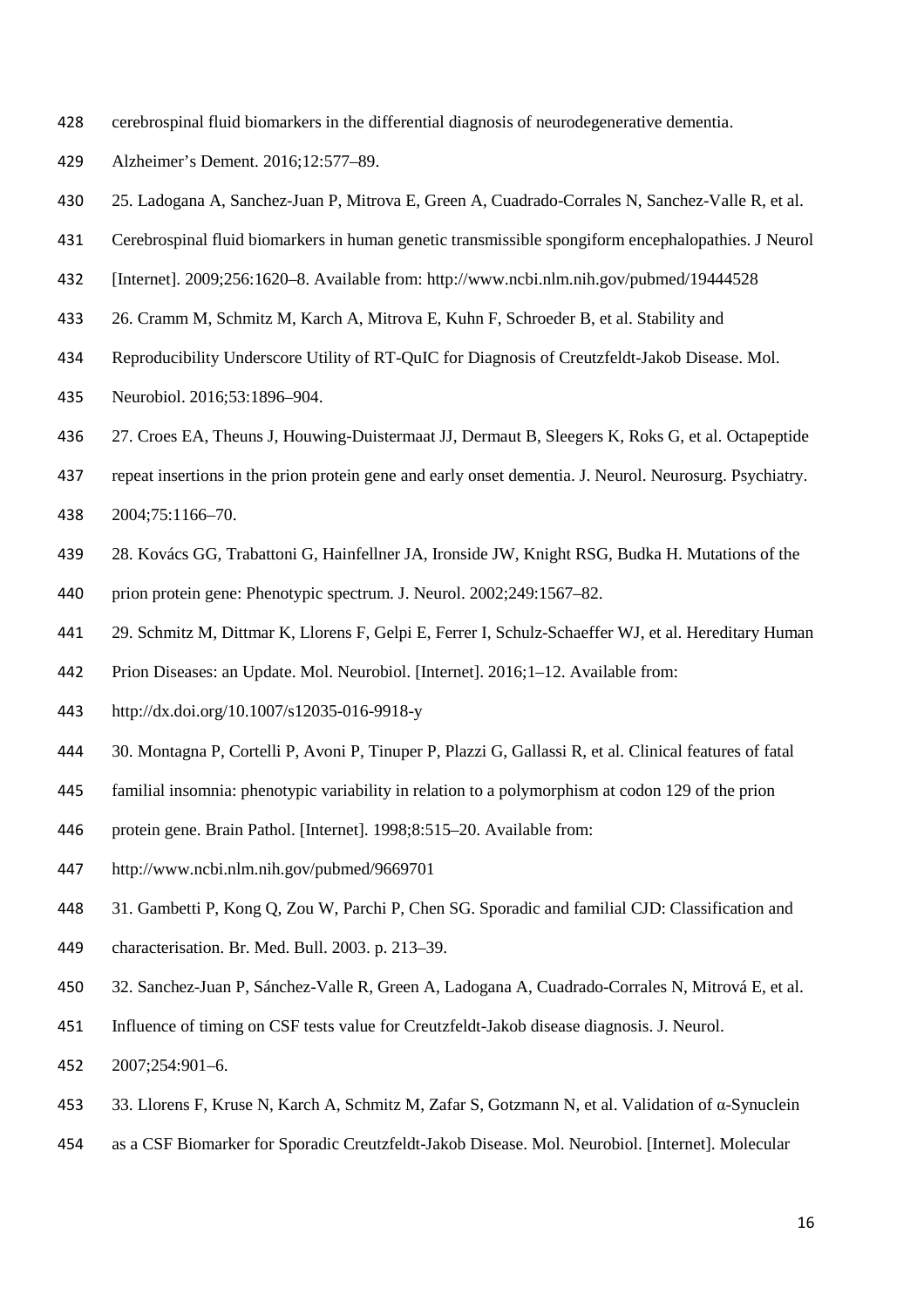cerebrospinal fluid biomarkers in the differential diagnosis of neurodegenerative dementia. Alzheimer's Dement. 2016;12:577–89.

25. Ladogana A, Sanchez-Juan P, Mitrova E, Green A, Cuadrado-Corrales N, Sanchez-Valle R, et al. Cerebrospinal fluid biomarkers in human genetic transmissible spongiform encephalopathies. J Neurol [Internet]. 2009;256:1620–8. Available from: http://www.ncbi.nlm.nih.gov/pubmed/19444528

26. Cramm M, Schmitz M, Karch A, Mitrova E, Kuhn F, Schroeder B, et al. Stability and Reproducibility Underscore Utility of RT-QuIC for Diagnosis of Creutzfeldt-Jakob Disease. Mol. Neurobiol. 2016;53:1896–904.

27. Croes EA, Theuns J, Houwing-Duistermaat JJ, Dermaut B, Sleegers K, Roks G, et al. Octapeptide repeat insertions in the prion protein gene and early onset dementia. J. Neurol. Neurosurg. Psychiatry. 2004;75:1166–70.

28. Kovács GG, Trabattoni G, Hainfellner JA, Ironside JW, Knight RSG, Budka H. Mutations of the prion protein gene: Phenotypic spectrum. J. Neurol. 2002;249:1567–82.

29. Schmitz M, Dittmar K, Llorens F, Gelpi E, Ferrer I, Schulz-Schaeffer WJ, et al. Hereditary Human Prion Diseases: an Update. Mol. Neurobiol. [Internet]. 2016;1–12. Available from: http://dx.doi.org/10.1007/s12035-016-9918-y

30. Montagna P, Cortelli P, Avoni P, Tinuper P, Plazzi G, Gallassi R, et al. Clinical features of fatal familial insomnia: phenotypic variability in relation to a polymorphism at codon 129 of the prion protein gene. Brain Pathol. [Internet]. 1998;8:515–20. Available from: http://www.ncbi.nlm.nih.gov/pubmed/9669701

31. Gambetti P, Kong Q, Zou W, Parchi P, Chen SG. Sporadic and familial CJD: Classification and characterisation. Br. Med. Bull. 2003. p. 213–39.

32. Sanchez-Juan P, Sánchez-Valle R, Green A, Ladogana A, Cuadrado-Corrales N, Mitrová E, et al. Influence of timing on CSF tests value for Creutzfeldt-Jakob disease diagnosis. J. Neurol. 2007;254:901–6.

33. Llorens F, Kruse N, Karch A, Schmitz M, Zafar S, Gotzmann N, et al. Validation of α-Synuclein as a CSF Biomarker for Sporadic Creutzfeldt-Jakob Disease. Mol. Neurobiol. [Internet]. Molecular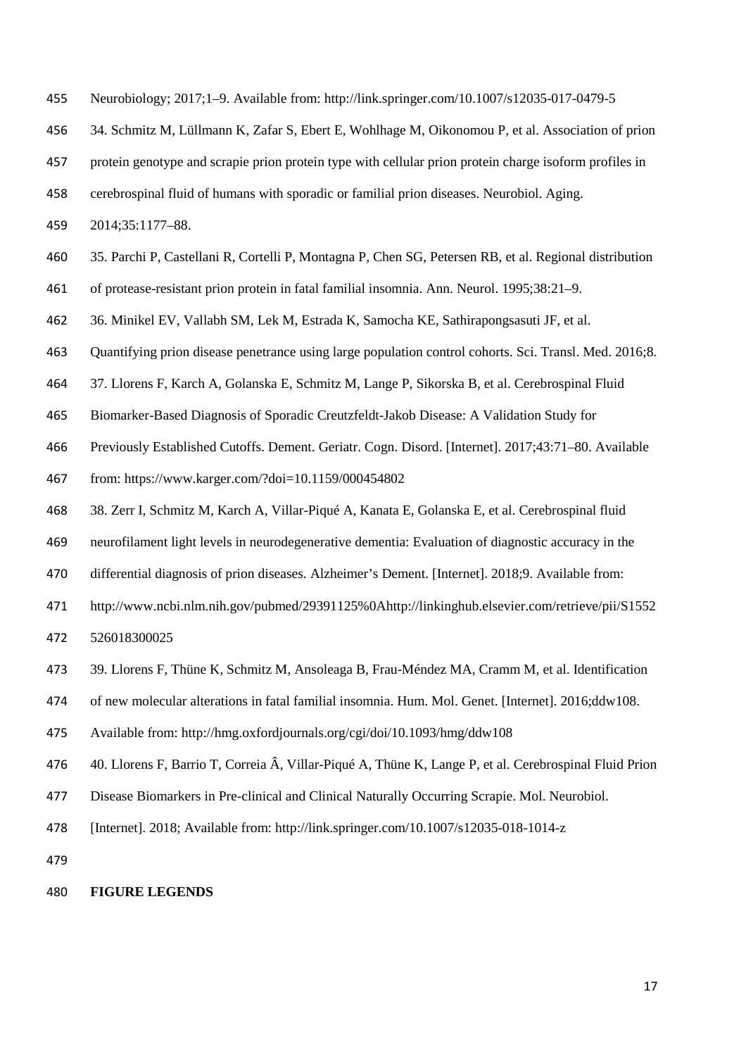Neurobiology; 2017;1–9. Available from: http://link.springer.com/10.1007/s12035-017-0479-5

34. Schmitz M, Lüllmann K, Zafar S, Ebert E, Wohlhage M, Oikonomou P, et al. Association of prion protein genotype and scrapie prion protein type with cellular prion protein charge isoform profiles in cerebrospinal fluid of humans with sporadic or familial prion diseases. Neurobiol. Aging. 2014;35:1177–88.

35. Parchi P, Castellani R, Cortelli P, Montagna P, Chen SG, Petersen RB, et al. Regional distribution of protease-resistant prion protein in fatal familial insomnia. Ann. Neurol. 1995;38:21–9.

36. Minikel EV, Vallabh SM, Lek M, Estrada K, Samocha KE, Sathirapongsasuti JF, et al. Quantifying prion disease penetrance using large population control cohorts. Sci. Transl. Med. 2016;8.

37. Llorens F, Karch A, Golanska E, Schmitz M, Lange P, Sikorska B, et al. Cerebrospinal Fluid Biomarker-Based Diagnosis of Sporadic Creutzfeldt-Jakob Disease: A Validation Study for Previously Established Cutoffs. Dement. Geriatr. Cogn. Disord. [Internet]. 2017;43:71–80. Available from: https://www.karger.com/?doi=10.1159/000454802

38. Zerr I, Schmitz M, Karch A, Villar-Piqué A, Kanata E, Golanska E, et al. Cerebrospinal fluid neurofilament light levels in neurodegenerative dementia: Evaluation of diagnostic accuracy in the differential diagnosis of prion diseases. Alzheimer's Dement. [Internet]. 2018;9. Available from: http://www.ncbi.nlm.nih.gov/pubmed/29391125%0Ahttp://linkinghub.elsevier.com/retrieve/pii/S1552526018300025

39. Llorens F, Thüne K, Schmitz M, Ansoleaga B, Frau-Méndez MA, Cramm M, et al. Identification of new molecular alterations in fatal familial insomnia. Hum. Mol. Genet. [Internet]. 2016;ddw108. Available from: http://hmg.oxfordjournals.org/cgi/doi/10.1093/hmg/ddw108

40. Llorens F, Barrio T, Correia Â, Villar-Piqué A, Thüne K, Lange P, et al. Cerebrospinal Fluid Prion Disease Biomarkers in Pre-clinical and Clinical Naturally Occurring Scrapie. Mol. Neurobiol. [Internet]. 2018; Available from: http://link.springer.com/10.1007/s12035-018-1014-z

**FIGURE LEGENDS**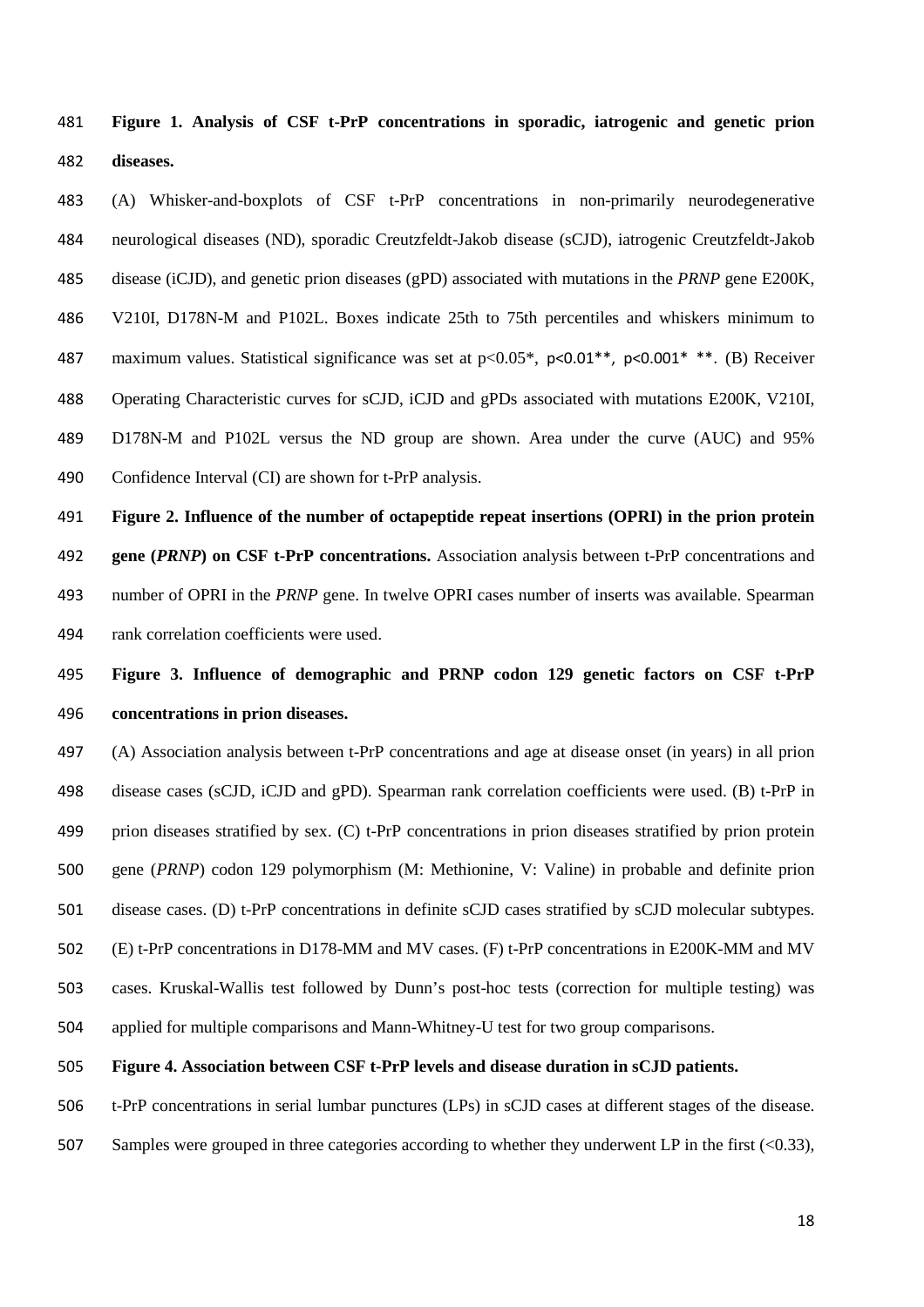**Figure 1. Analysis of CSF t-PrP concentrations in sporadic, iatrogenic and genetic prion diseases.**

(A) Whisker-and-boxplots of CSF t-PrP concentrations in non-primarily neurodegenerative neurological diseases (ND), sporadic Creutzfeldt-Jakob disease (sCJD), iatrogenic Creutzfeldt-Jakob disease (iCJD), and genetic prion diseases (gPD) associated with mutations in the *PRNP* gene E200K, V210I, D178N-M and P102L. Boxes indicate 25th to 75th percentiles and whiskers minimum to maximum values. Statistical significance was set at $p<0.05$*, $p<0.01$**, $p<0.001$* **. (B) Receiver Operating Characteristic curves for sCJD, iCJD and gPDs associated with mutations E200K, V210I, D178N-M and P102L versus the ND group are shown. Area under the curve (AUC) and 95% Confidence Interval (CI) are shown for t-PrP analysis.

**Figure 2. Influence of the number of octapeptide repeat insertions (OPRI) in the prion protein gene (*PRNP*) on CSF t-PrP concentrations.** Association analysis between t-PrP concentrations and number of OPRI in the *PRNP* gene. In twelve OPRI cases number of inserts was available. Spearman rank correlation coefficients were used.

**Figure 3. Influence of demographic and PRNP codon 129 genetic factors on CSF t-PrP concentrations in prion diseases.**

(A) Association analysis between t-PrP concentrations and age at disease onset (in years) in all prion disease cases (sCJD, iCJD and gPD). Spearman rank correlation coefficients were used. (B) t-PrP in prion diseases stratified by sex. (C) t-PrP concentrations in prion diseases stratified by prion protein gene (*PRNP*) codon 129 polymorphism (M: Methionine, V: Valine) in probable and definite prion disease cases. (D) t-PrP concentrations in definite sCJD cases stratified by sCJD molecular subtypes. (E) t-PrP concentrations in D178-MM and MV cases. (F) t-PrP concentrations in E200K-MM and MV cases. Kruskal-Wallis test followed by Dunn's post-hoc tests (correction for multiple testing) was applied for multiple comparisons and Mann-Whitney-U test for two group comparisons.

**Figure 4. Association between CSF t-PrP levels and disease duration in sCJD patients.**

t-PrP concentrations in serial lumbar punctures (LPs) in sCJD cases at different stages of the disease. Samples were grouped in three categories according to whether they underwent LP in the first (<0.33),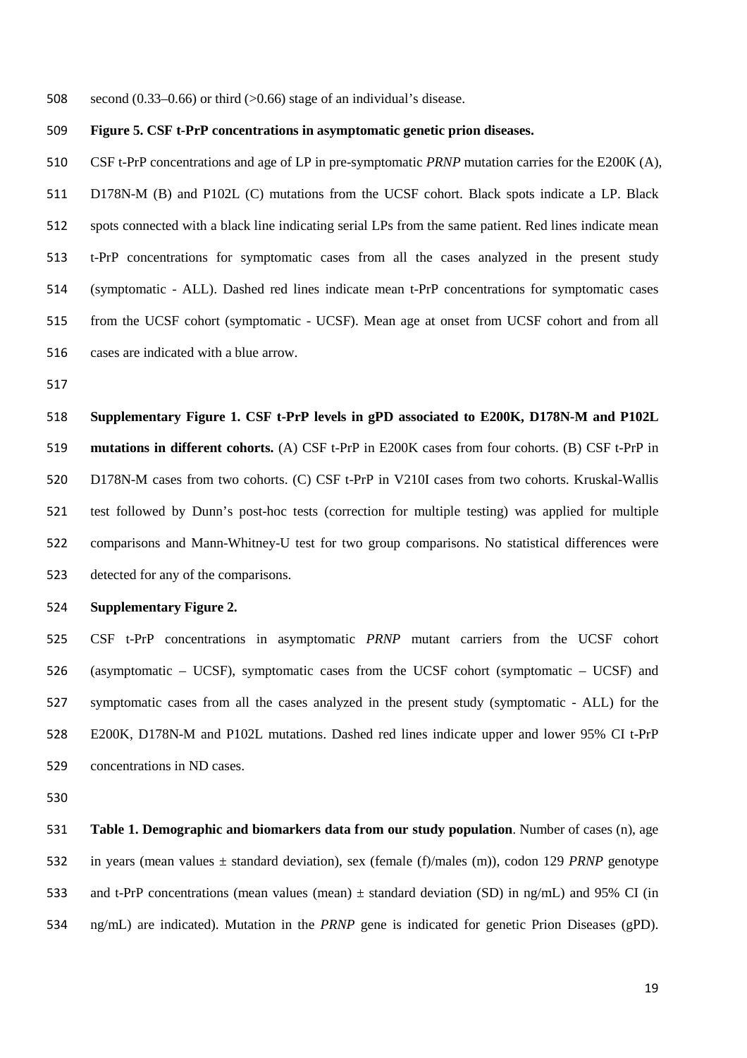second (0.33–0.66) or third (>0.66) stage of an individual's disease.

**Figure 5. CSF t-PrP concentrations in asymptomatic genetic prion diseases.**

CSF t-PrP concentrations and age of LP in pre-symptomatic *PRNP* mutation carries for the E200K (A), D178N-M (B) and P102L (C) mutations from the UCSF cohort. Black spots indicate a LP. Black spots connected with a black line indicating serial LPs from the same patient. Red lines indicate mean t-PrP concentrations for symptomatic cases from all the cases analyzed in the present study (symptomatic - ALL). Dashed red lines indicate mean t-PrP concentrations for symptomatic cases from the UCSF cohort (symptomatic - UCSF). Mean age at onset from UCSF cohort and from all cases are indicated with a blue arrow.

**Supplementary Figure 1. CSF t-PrP levels in gPD associated to E200K, D178N-M and P102L mutations in different cohorts.** (A) CSF t-PrP in E200K cases from four cohorts. (B) CSF t-PrP in D178N-M cases from two cohorts. (C) CSF t-PrP in V210I cases from two cohorts. Kruskal-Wallis test followed by Dunn's post-hoc tests (correction for multiple testing) was applied for multiple comparisons and Mann-Whitney-U test for two group comparisons. No statistical differences were detected for any of the comparisons.

**Supplementary Figure 2.**

CSF t-PrP concentrations in asymptomatic *PRNP* mutant carriers from the UCSF cohort (asymptomatic – UCSF), symptomatic cases from the UCSF cohort (symptomatic – UCSF) and symptomatic cases from all the cases analyzed in the present study (symptomatic - ALL) for the E200K, D178N-M and P102L mutations. Dashed red lines indicate upper and lower 95% CI t-PrP concentrations in ND cases.

**Table 1. Demographic and biomarkers data from our study population**. Number of cases (n), age in years (mean values ± standard deviation), sex (female (f)/males (m)), codon 129 *PRNP* genotype and t-PrP concentrations (mean values (mean) ± standard deviation (SD) in ng/mL) and 95% CI (in ng/mL) are indicated). Mutation in the *PRNP* gene is indicated for genetic Prion Diseases (gPD).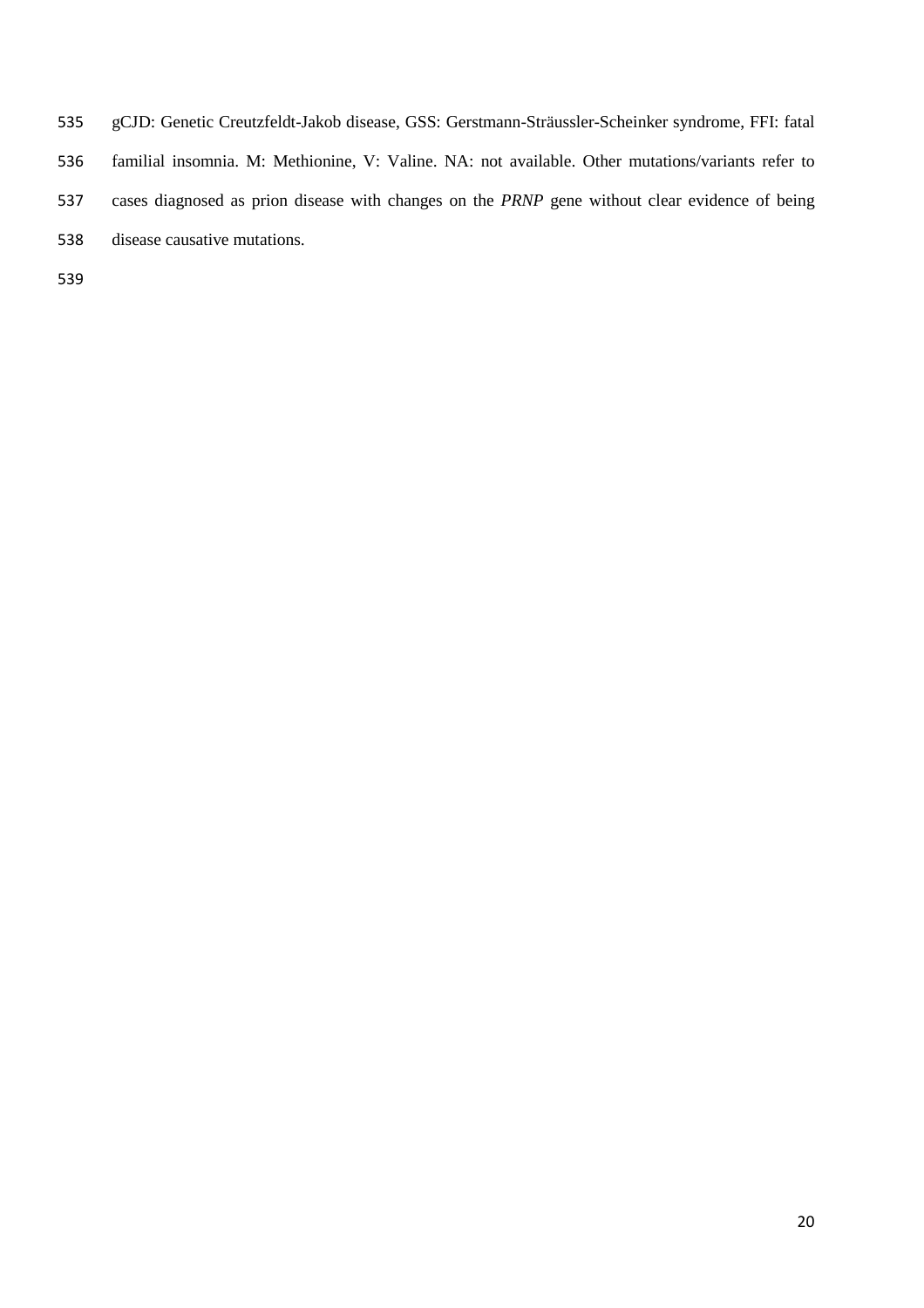gCJD: Genetic Creutzfeldt-Jakob disease, GSS: Gerstmann-Sträussler-Scheinker syndrome, FFI: fatal familial insomnia. M: Methionine, V: Valine. NA: not available. Other mutations/variants refer to cases diagnosed as prion disease with changes on the *PRNP* gene without clear evidence of being disease causative mutations.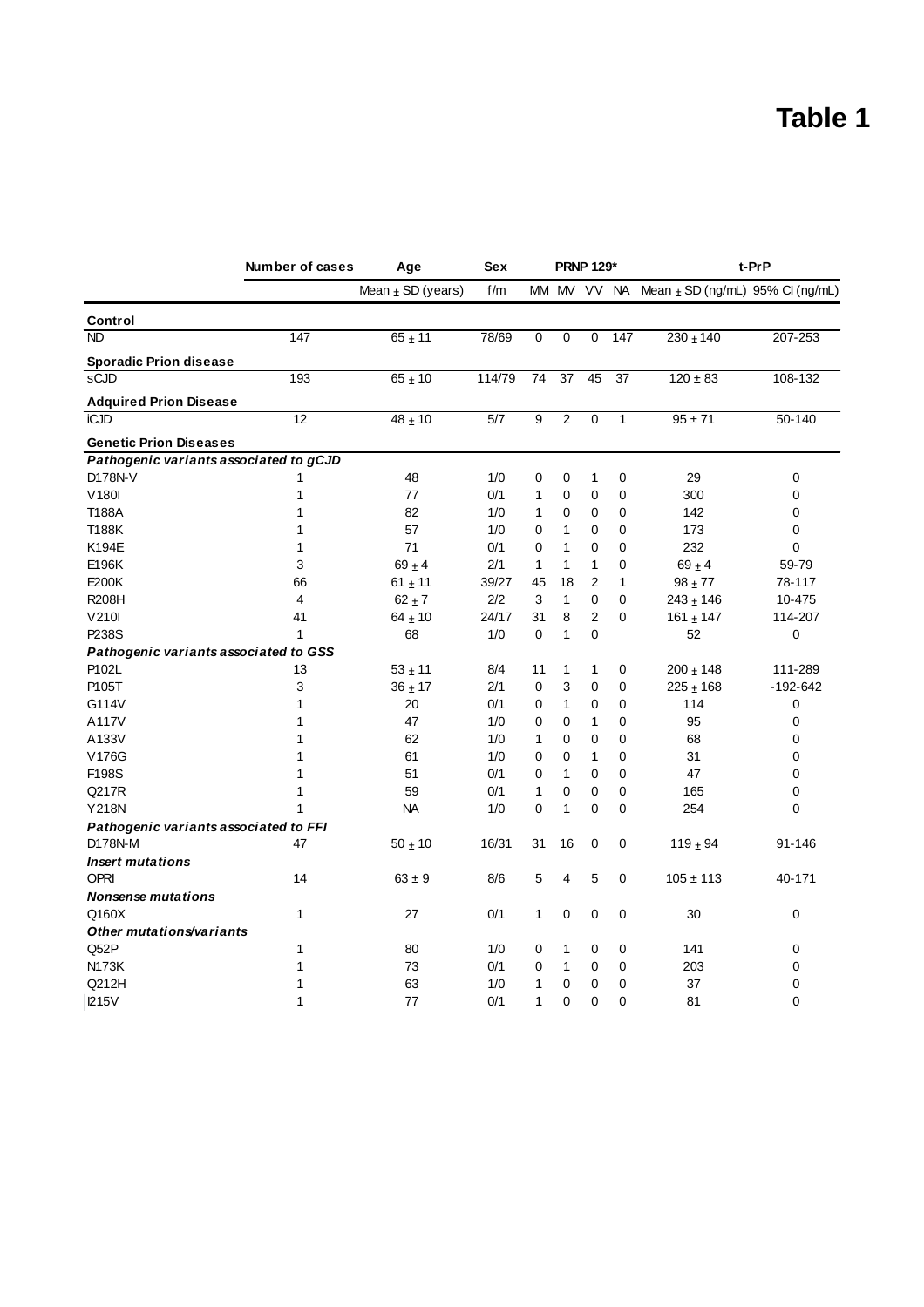# Table 1

| | Number of cases | Age | Sex | PRNP 129* | | | | t-PrP | |
|---|---|---|---|---|---|---|---|---|---|
| | | Mean ± SD (years) | f/m | MM | MV | VV | NA | Mean ± SD (ng/mL) | 95% CI (ng/mL) |
| **Control** | | | | | | | | | |
| ND | 147 | 65 ± 11 | 78/69 | 0 | 0 | 0 | 147 | 230 ± 140 | 207-253 |
| **Sporadic Prion disease** | | | | | | | | | |
| sCJD | 193 | 65 ± 10 | 114/79 | 74 | 37 | 45 | 37 | 120 ± 83 | 108-132 |
| **Adquired Prion Disease** | | | | | | | | | |
| iCJD | 12 | 48 ± 10 | 5/7 | 9 | 2 | 0 | 1 | 95 ± 71 | 50-140 |
| **Genetic Prion Diseases** | | | | | | | | | |
| ***Pathogenic variants associated to gCJD*** | | | | | | | | | |
| D178N-V | 1 | 48 | 1/0 | 0 | 0 | 1 | 0 | 29 | 0 |
| V180I | 1 | 77 | 0/1 | 1 | 0 | 0 | 0 | 300 | 0 |
| T188A | 1 | 82 | 1/0 | 1 | 0 | 0 | 0 | 142 | 0 |
| T188K | 1 | 57 | 1/0 | 0 | 1 | 0 | 0 | 173 | 0 |
| K194E | 1 | 71 | 0/1 | 0 | 1 | 0 | 0 | 232 | 0 |
| E196K | 3 | 69 ± 4 | 2/1 | 1 | 1 | 1 | 0 | 69 ± 4 | 59-79 |
| E200K | 66 | 61 ± 11 | 39/27 | 45 | 18 | 2 | 1 | 98 ± 77 | 78-117 |
| R208H | 4 | 62 ± 7 | 2/2 | 3 | 1 | 0 | 0 | 243 ± 146 | 10-475 |
| V210I | 41 | 64 ± 10 | 24/17 | 31 | 8 | 2 | 0 | 161 ± 147 | 114-207 |
| P238S | 1 | 68 | 1/0 | 0 | 1 | 0 | | 52 | 0 |
| ***Pathogenic variants associated to GSS*** | | | | | | | | | |
| P102L | 13 | 53 ± 11 | 8/4 | 11 | 1 | 1 | 0 | 200 ± 148 | 111-289 |
| P105T | 3 | 36 ± 17 | 2/1 | 0 | 3 | 0 | 0 | 225 ± 168 | -192-642 |
| G114V | 1 | 20 | 0/1 | 0 | 1 | 0 | 0 | 114 | 0 |
| A117V | 1 | 47 | 1/0 | 0 | 0 | 1 | 0 | 95 | 0 |
| A133V | 1 | 62 | 1/0 | 1 | 0 | 0 | 0 | 68 | 0 |
| V176G | 1 | 61 | 1/0 | 0 | 0 | 1 | 0 | 31 | 0 |
| F198S | 1 | 51 | 0/1 | 0 | 1 | 0 | 0 | 47 | 0 |
| Q217R | 1 | 59 | 0/1 | 1 | 0 | 0 | 0 | 165 | 0 |
| Y218N | 1 | NA | 1/0 | 0 | 1 | 0 | 0 | 254 | 0 |
| ***Pathogenic variants associated to FFI*** | | | | | | | | | |
| D178N-M | 47 | 50 ± 10 | 16/31 | 31 | 16 | 0 | 0 | 119 ± 94 | 91-146 |
| ***Insert mutations*** | | | | | | | | | |
| OPRI | 14 | 63 ± 9 | 8/6 | 5 | 4 | 5 | 0 | 105 ± 113 | 40-171 |
| ***Nonsense mutations*** | | | | | | | | | |
| Q160X | 1 | 27 | 0/1 | 1 | 0 | 0 | 0 | 30 | 0 |
| ***Other mutations/variants*** | | | | | | | | | |
| Q52P | 1 | 80 | 1/0 | 0 | 1 | 0 | 0 | 141 | 0 |
| N173K | 1 | 73 | 0/1 | 0 | 1 | 0 | 0 | 203 | 0 |
| Q212H | 1 | 63 | 1/0 | 1 | 0 | 0 | 0 | 37 | 0 |
| I215V | 1 | 77 | 0/1 | 1 | 0 | 0 | 0 | 81 | 0 |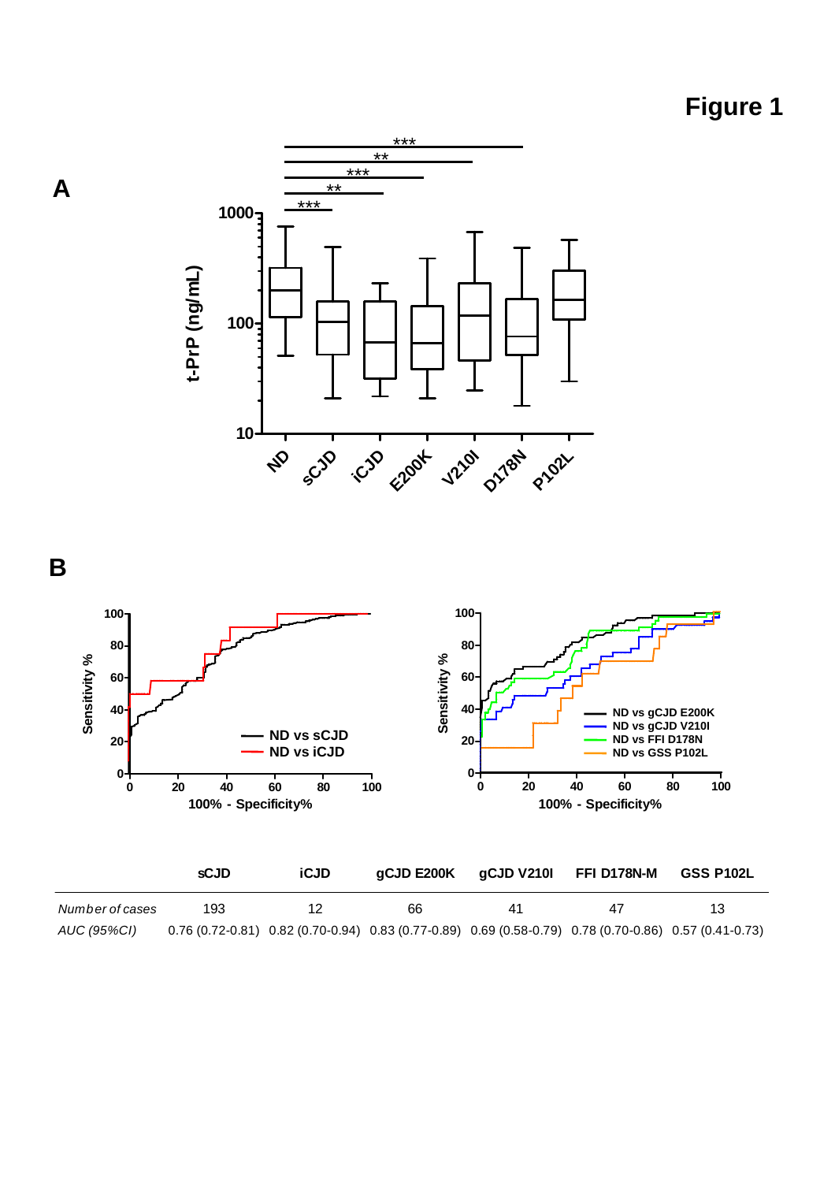# Figure 1

|  | sCJD | iCJD | gCJD E200K | gCJD V210I | FFI D178N-M | GSS P102L |
|---|---|---|---|---|---|---|
| *Number of cases* | 193 | 12 | 66 | 41 | 47 | 13 |
| *AUC (95%CI)* | 0.76 (0.72-0.81) | 0.82 (0.70-0.94) | 0.83 (0.77-0.89) | 0.69 (0.58-0.79) | 0.78 (0.70-0.86) | 0.57 (0.41-0.73) |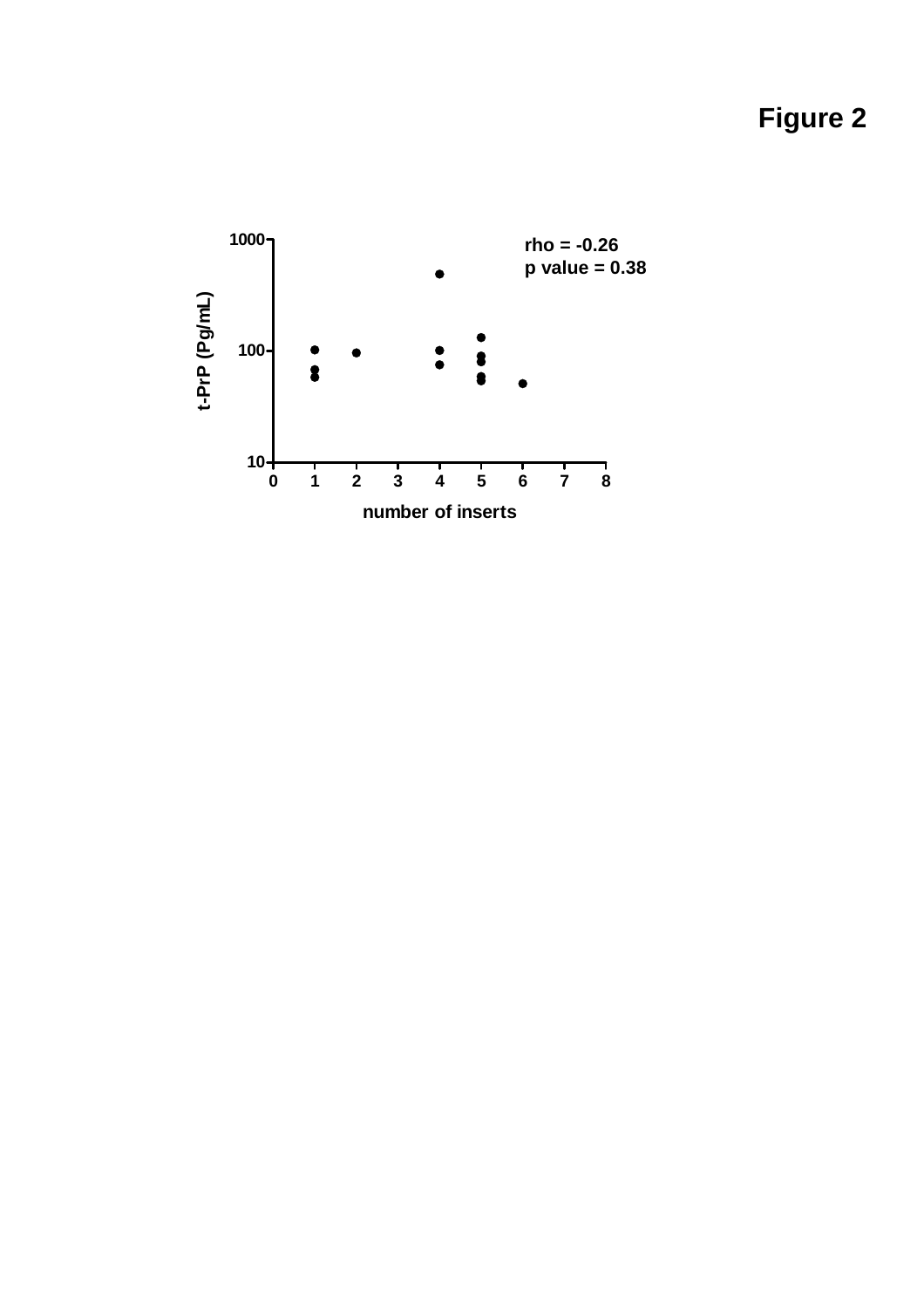# Figure 2

rho = -0.26
p value = 0.38

t-PrP (Pg/mL)

number of inserts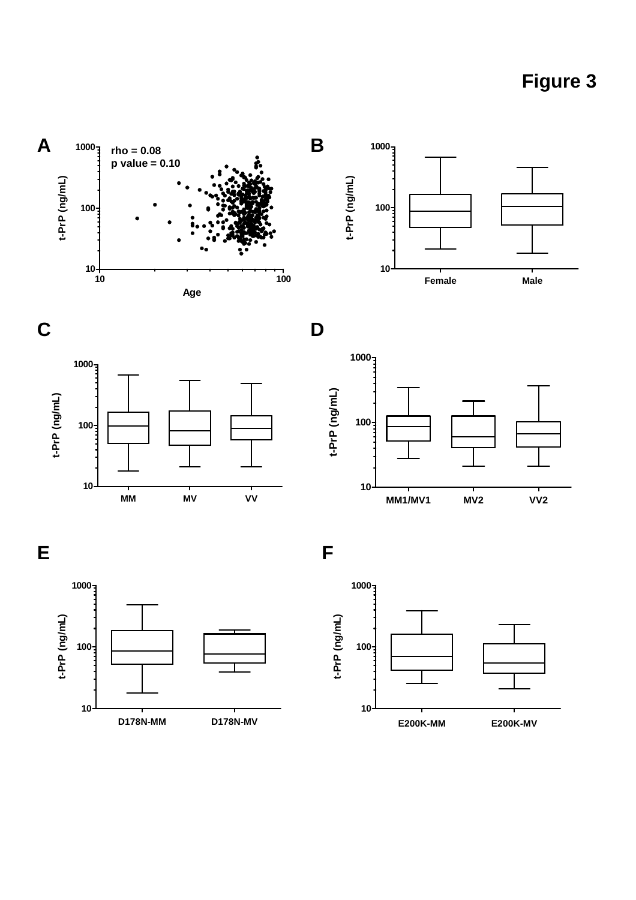# Figure 3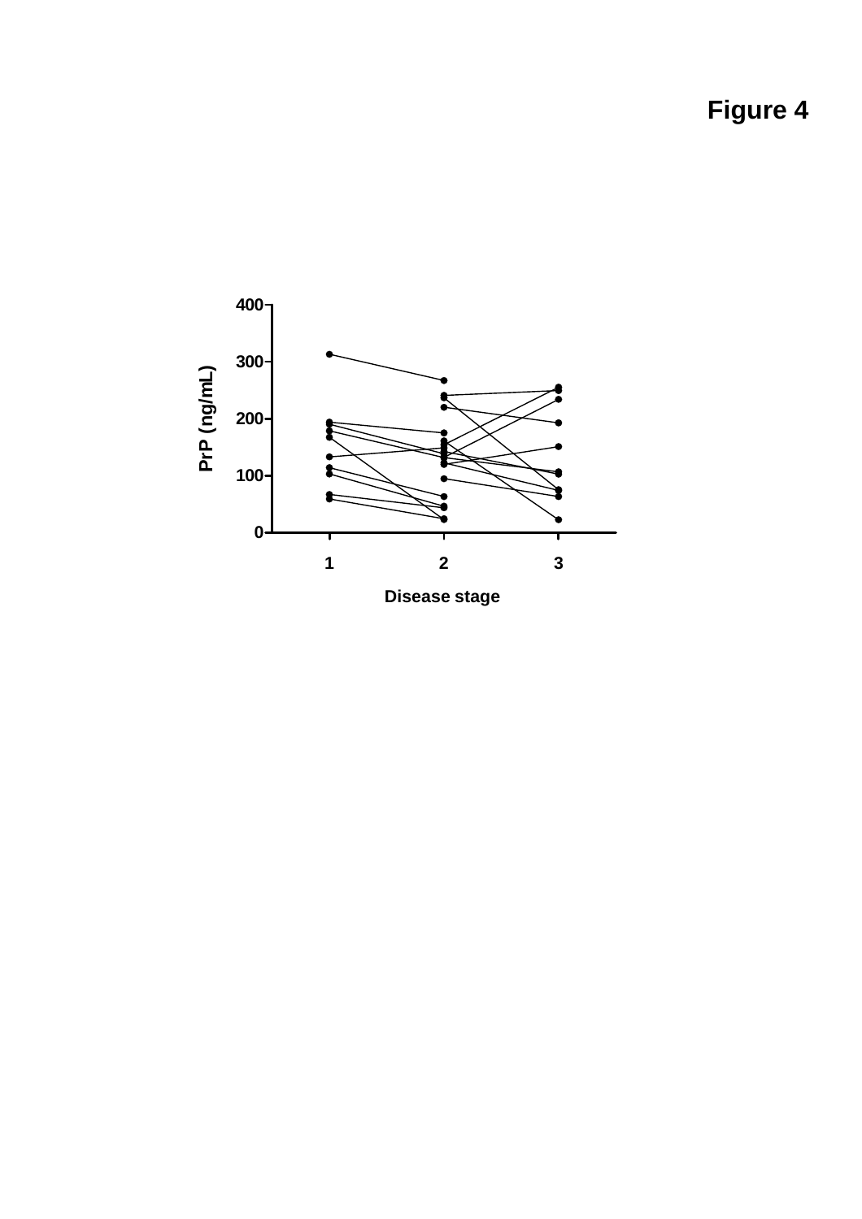**Figure 4**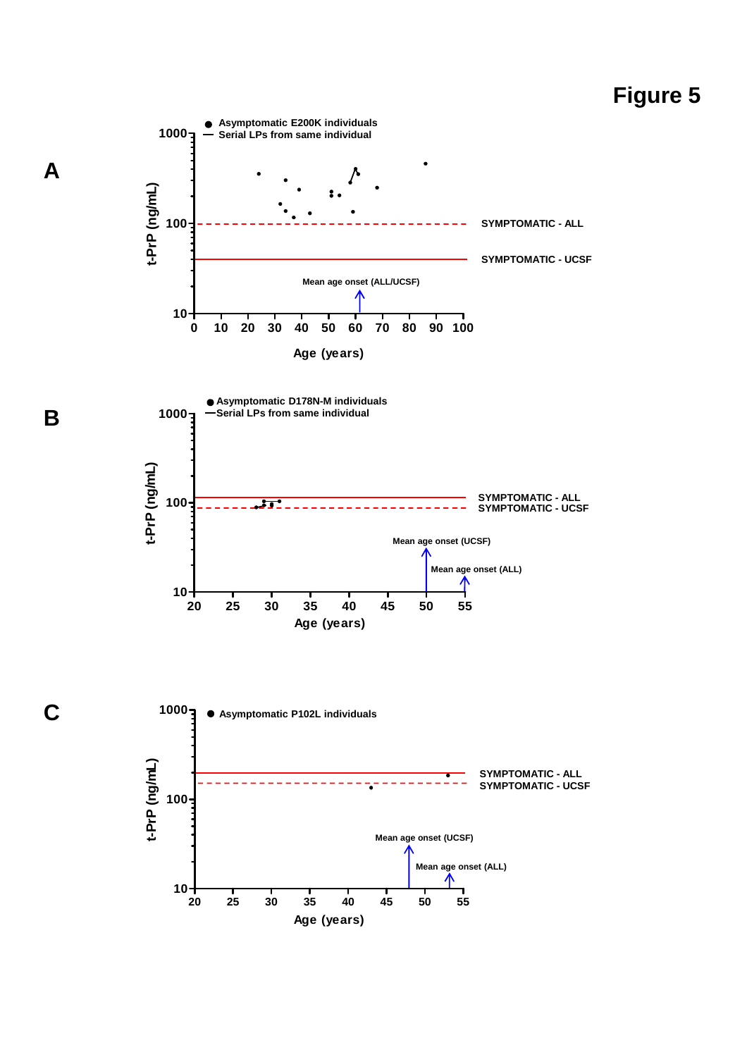# Figure 5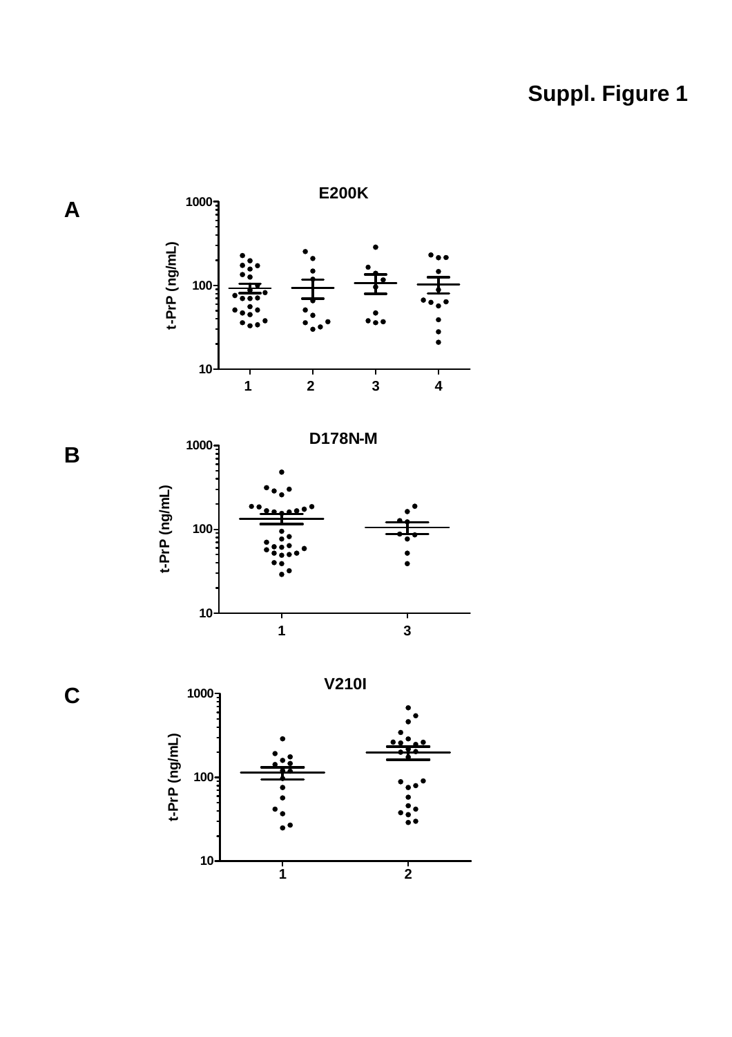# Suppl. Figure 1

**A**

**E200K**

**B**

**D178N-M**

**C**

**V210I**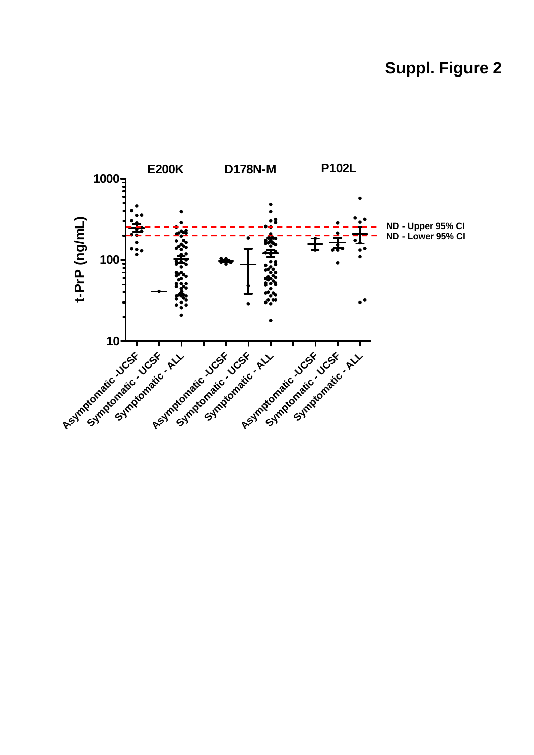# Suppl. Figure 2

E200K

D178N-M

P102L

1000

100

10

t-PrP (ng/mL)

ND - Upper 95% CI

ND - Lower 95% CI

Asymptomatic -UCSF

Symptomatic - UCSF

Symptomatic - ALL

Asymptomatic -UCSF

Symptomatic - UCSF

Symptomatic - ALL

Asymptomatic -UCSF

Symptomatic - UCSF

Symptomatic - ALL